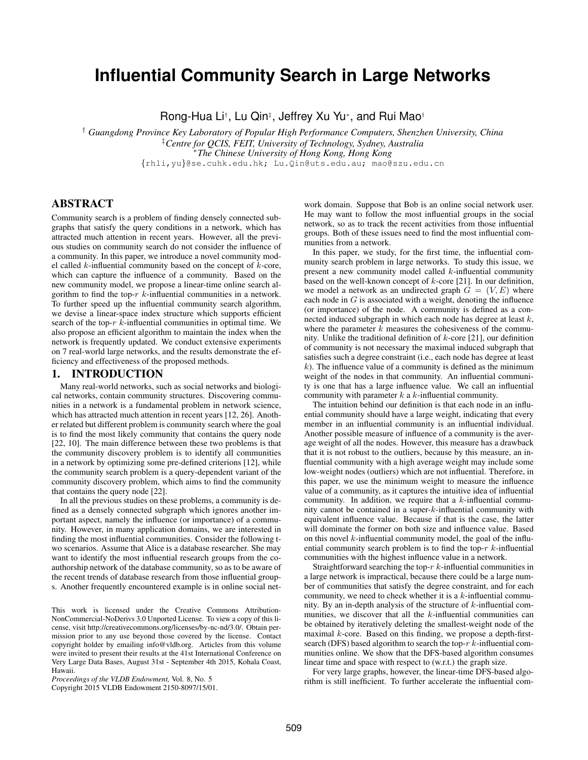# Influential Community Search in Large Networks

Rong-Hua Li[†], Lu Qin[‡], Jeffrey Xu Yu[*], and Rui Mao[†]

[†] *Guangdong Province Key Laboratory of Popular High Performance Computers, Shenzhen University, China*
[‡]*Centre for QCIS, FEIT, University of Technology, Sydney, Australia*
[*]*The Chinese University of Hong Kong, Hong Kong*
{rhli,yu}@se.cuhk.edu.hk; Lu.Qin@uts.edu.au; mao@szu.edu.cn

## ABSTRACT

Community search is a problem of finding densely connected subgraphs that satisfy the query conditions in a network, which has attracted much attention in recent years. However, all the previous studies on community search do not consider the influence of a community. In this paper, we introduce a novel community model called $k$-influential community based on the concept of $k$-core, which can capture the influence of a community. Based on the new community model, we propose a linear-time online search algorithm to find the top-$r$ $k$-influential communities in a network. To further speed up the influential community search algorithm, we devise a linear-space index structure which supports efficient search of the top-$r$ $k$-influential communities in optimal time. We also propose an efficient algorithm to maintain the index when the network is frequently updated. We conduct extensive experiments on 7 real-world large networks, and the results demonstrate the efficiency and effectiveness of the proposed methods.

## 1. INTRODUCTION

Many real-world networks, such as social networks and biological networks, contain community structures. Discovering communities in a network is a fundamental problem in network science, which has attracted much attention in recent years [12, 26]. Another related but different problem is community search where the goal is to find the most likely community that contains the query node [22, 10]. The main difference between these two problems is that the community discovery problem is to identify all communities in a network by optimizing some pre-defined criterions [12], while the community search problem is a query-dependent variant of the community discovery problem, which aims to find the community that contains the query node [22].

In all the previous studies on these problems, a community is defined as a densely connected subgraph which ignores another important aspect, namely the influence (or importance) of a community. However, in many application domains, we are interested in finding the most influential communities. Consider the following two scenarios. Assume that Alice is a database researcher. She may want to identify the most influential research groups from the coauthorship network of the database community, so as to be aware of the recent trends of database research from those influential groups. Another frequently encountered example is in online social network domain. Suppose that Bob is an online social network user. He may want to follow the most influential groups in the social network, so as to track the recent activities from those influential groups. Both of these issues need to find the most influential communities from a network.

In this paper, we study, for the first time, the influential community search problem in large networks. To study this issue, we present a new community model called $k$-influential community based on the well-known concept of $k$-core [21]. In our definition, we model a network as an undirected graph $G = (V, E)$ where each node in $G$ is associated with a weight, denoting the influence (or importance) of the node. A community is defined as a connected induced subgraph in which each node has degree at least $k$, where the parameter $k$ measures the cohesiveness of the community. Unlike the traditional definition of $k$-core [21], our definition of community is not necessary the maximal induced subgraph that satisfies such a degree constraint (i.e., each node has degree at least $k$). The influence value of a community is defined as the minimum weight of the nodes in that community. An influential community is one that has a large influence value. We call an influential community with parameter $k$ a $k$-influential community.

The intuition behind our definition is that each node in an influential community should have a large weight, indicating that every member in an influential community is an influential individual. Another possible measure of influence of a community is the average weight of all the nodes. However, this measure has a drawback that it is not robust to the outliers, because by this measure, an influential community with a high average weight may include some low-weight nodes (outliers) which are not influential. Therefore, in this paper, we use the minimum weight to measure the influence value of a community, as it captures the intuitive idea of influential community. In addition, we require that a $k$-influential community cannot be contained in a super-$k$-influential community with equivalent influence value. Because if that is the case, the latter will dominate the former on both size and influence value. Based on this novel $k$-influential community model, the goal of the influential community search problem is to find the top-$r$ $k$-influential communities with the highest influence value in a network.

Straightforward searching the top-$r$ $k$-influential communities in a large network is impractical, because there could be a large number of communities that satisfy the degree constraint, and for each community, we need to check whether it is a $k$-influential community. By an in-depth analysis of the structure of $k$-influential communities, we discover that all the $k$-influential communities can be obtained by iteratively deleting the smallest-weight node of the maximal $k$-core. Based on this finding, we propose a depth-first-search (DFS) based algorithm to search the top-$r$ $k$-influential communities online. We show that the DFS-based algorithm consumes linear time and space with respect to (w.r.t.) the graph size.

For very large graphs, however, the linear-time DFS-based algorithm is still inefficient. To further accelerate the influential com-

This work is licensed under the Creative Commons Attribution-NonCommercial-NoDerivs 3.0 Unported License. To view a copy of this license, visit http://creativecommons.org/licenses/by-nc-nd/3.0/. Obtain permission prior to any use beyond those covered by the license. Contact copyright holder by emailing info@vldb.org. Articles from this volume were invited to present their results at the 41st International Conference on Very Large Data Bases, August 31st - September 4th 2015, Kohala Coast, Hawaii.
*Proceedings of the VLDB Endowment,* Vol. 8, No. 5
Copyright 2015 VLDB Endowment 2150-8097/15/01.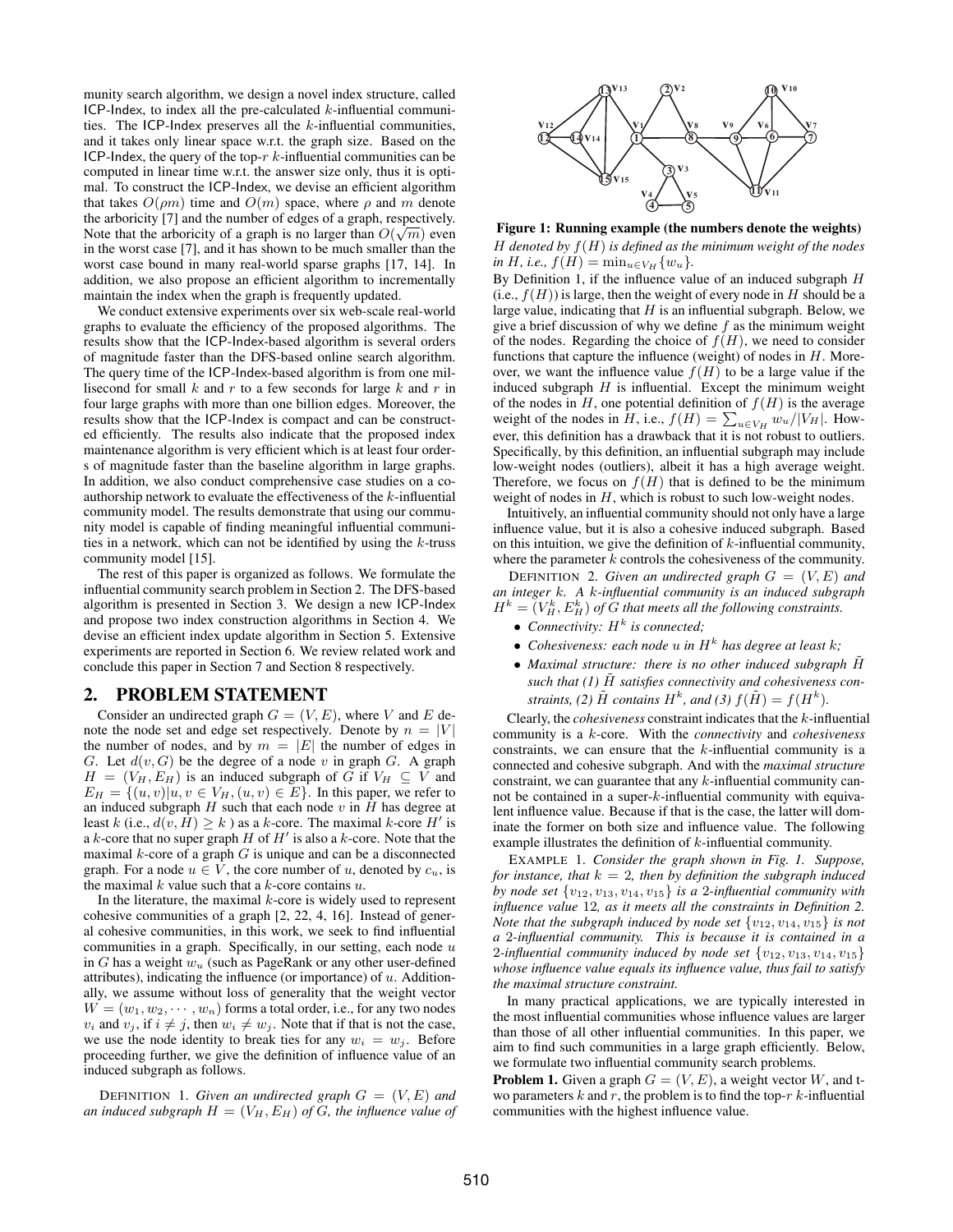munity search algorithm, we design a novel index structure, called ICP-Index, to index all the pre-calculated $k$-influential communities. The ICP-Index preserves all the $k$-influential communities, and it takes only linear space w.r.t. the graph size. Based on the ICP-Index, the query of the top-$r$ $k$-influential communities can be computed in linear time w.r.t. the answer size only, thus it is optimal. To construct the ICP-Index, we devise an efficient algorithm that takes $O(\rho m)$ time and $O(m)$ space, where $\rho$ and $m$ denote the arboricity [7] and the number of edges of a graph, respectively. Note that the arboricity of a graph is no larger than $O(\sqrt{m})$ even in the worst case [7], and it has shown to be much smaller than the worst case bound in many real-world sparse graphs [17, 14]. In addition, we also propose an efficient algorithm to incrementally maintain the index when the graph is frequently updated.

We conduct extensive experiments over six web-scale real-world graphs to evaluate the efficiency of the proposed algorithms. The results show that the ICP-Index-based algorithm is several orders of magnitude faster than the DFS-based online search algorithm. The query time of the ICP-Index-based algorithm is from one millisecond for small $k$ and $r$ to a few seconds for large $k$ and $r$ in four large graphs with more than one billion edges. Moreover, the results show that the ICP-Index is compact and can be constructed efficiently. The results also indicate that the proposed index maintenance algorithm is very efficient which is at least four orders of magnitude faster than the baseline algorithm in large graphs. In addition, we also conduct comprehensive case studies on a co-authorship network to evaluate the effectiveness of the $k$-influential community model. The results demonstrate that using our community model is capable of finding meaningful influential communities in a network, which can not be identified by using the $k$-truss community model [15].

The rest of this paper is organized as follows. We formulate the influential community search problem in Section 2. The DFS-based algorithm is presented in Section 3. We design a new ICP-Index and propose two index construction algorithms in Section 4. We devise an efficient index update algorithm in Section 5. Extensive experiments are reported in Section 6. We review related work and conclude this paper in Section 7 and Section 8 respectively.

## 2. PROBLEM STATEMENT

Consider an undirected graph $G = (V, E)$, where $V$ and $E$ denote the node set and edge set respectively. Denote by $n = |V|$ the number of nodes, and by $m = |E|$ the number of edges in $G$. Let $d(v, G)$ be the degree of a node $v$ in graph $G$. A graph $H = (V_H, E_H)$ is an induced subgraph of $G$ if $V_H \subseteq V$ and $E_H = \{(u, v)|u, v \in V_H, (u, v) \in E\}$. In this paper, we refer to an induced subgraph $H$ such that each node $v$ in $H$ has degree at least $k$ (i.e., $d(v, H) \geq k$ ) as a $k$-core. The maximal $k$-core $H'$ is a $k$-core that no super graph $H$ of $H'$ is also a $k$-core. Note that the maximal $k$-core of a graph $G$ is unique and can be a disconnected graph. For a node $u \in V$, the core number of $u$, denoted by $c_u$, is the maximal $k$ value such that a $k$-core contains $u$.

In the literature, the maximal $k$-core is widely used to represent cohesive communities of a graph [2, 22, 4, 16]. Instead of general cohesive communities, in this work, we seek to find influential communities in a graph. Specifically, in our setting, each node $u$ in $G$ has a weight $w_u$ (such as PageRank or any other user-defined attributes), indicating the influence (or importance) of $u$. Additionally, we assume without loss of generality that the weight vector $W = (w_1, w_2, \cdots, w_n)$ forms a total order, i.e., for any two nodes $v_i$ and $v_j$, if $i \neq j$, then $w_i \neq w_j$. Note that if that is not the case, we use the node identity to break ties for any $w_i = w_j$. Before proceeding further, we give the definition of influence value of an induced subgraph as follows.

DEFINITION 1. *Given an undirected graph $G = (V, E)$ and an induced subgraph $H = (V_H, E_H)$ of $G$, the influence value of $H$ denoted by $f(H)$ is defined as the minimum weight of the nodes in $H$, i.e., $f(H) = \min_{u \in V_H}\{w_u\}$.*

Figure 1: Running example (the numbers denote the weights)

By Definition 1, if the influence value of an induced subgraph $H$ (i.e., $f(H)$) is large, then the weight of every node in $H$ should be a large value, indicating that $H$ is an influential subgraph. Below, we give a brief discussion of why we define $f$ as the minimum weight of the nodes. Regarding the choice of $f(H)$, we need to consider functions that capture the influence (weight) of nodes in $H$. Moreover, we want the influence value $f(H)$ to be a large value if the induced subgraph $H$ is influential. Except the minimum weight of the nodes in $H$, one potential definition of $f(H)$ is the average weight of the nodes in $H$, i.e., $f(H) = \sum_{u \in V_H} w_u/|V_H|$. However, this definition has a drawback that it is not robust to outliers. Specifically, by this definition, an influential subgraph may include low-weight nodes (outliers), albeit it has a high average weight. Therefore, we focus on $f(H)$ that is defined to be the minimum weight of nodes in $H$, which is robust to such low-weight nodes.

Intuitively, an influential community should not only have a large influence value, but it is also a cohesive induced subgraph. Based on this intuition, we give the definition of $k$-influential community, where the parameter $k$ controls the cohesiveness of the community.

DEFINITION 2. *Given an undirected graph $G = (V, E)$ and an integer $k$. A $k$-influential community is an induced subgraph $H^k = (V_H^k, E_H^k)$ of $G$ that meets all the following constraints.*

- *Connectivity: $H^k$ is connected;*
- *Cohesiveness: each node $u$ in $H^k$ has degree at least $k$;*
- *Maximal structure: there is no other induced subgraph $\tilde{H}$ such that (1) $\tilde{H}$ satisfies connectivity and cohesiveness constraints, (2) $\tilde{H}$ contains $H^k$, and (3) $f(\tilde{H}) = f(H^k)$.*

Clearly, the *cohesiveness* constraint indicates that the $k$-influential community is a $k$-core. With the *connectivity* and *cohesiveness* constraints, we can ensure that the $k$-influential community is a connected and cohesive subgraph. And with the *maximal structure* constraint, we can guarantee that any $k$-influential community cannot be contained in a super-$k$-influential community with equivalent influence value. Because if that is the case, the latter will dominate the former on both size and influence value. The following example illustrates the definition of $k$-influential community.

EXAMPLE 1. *Consider the graph shown in Fig. 1. Suppose, for instance, that $k = 2$, then by definition the subgraph induced by node set $\{v_{12}, v_{13}, v_{14}, v_{15}\}$ is a 2-influential community with influence value 12, as it meets all the constraints in Definition 2. Note that the subgraph induced by node set $\{v_{12}, v_{14}, v_{15}\}$ is not a 2-influential community. This is because it is contained in a 2-influential community induced by node set $\{v_{12}, v_{13}, v_{14}, v_{15}\}$ whose influence value equals its influence value, thus fail to satisfy the maximal structure constraint.*

In many practical applications, we are typically interested in the most influential communities whose influence values are larger than those of all other influential communities. In this paper, we aim to find such communities in a large graph efficiently. Below, we formulate two influential community search problems.

**Problem 1.** Given a graph $G = (V, E)$, a weight vector $W$, and two parameters $k$ and $r$, the problem is to find the top-$r$ $k$-influential communities with the highest influence value.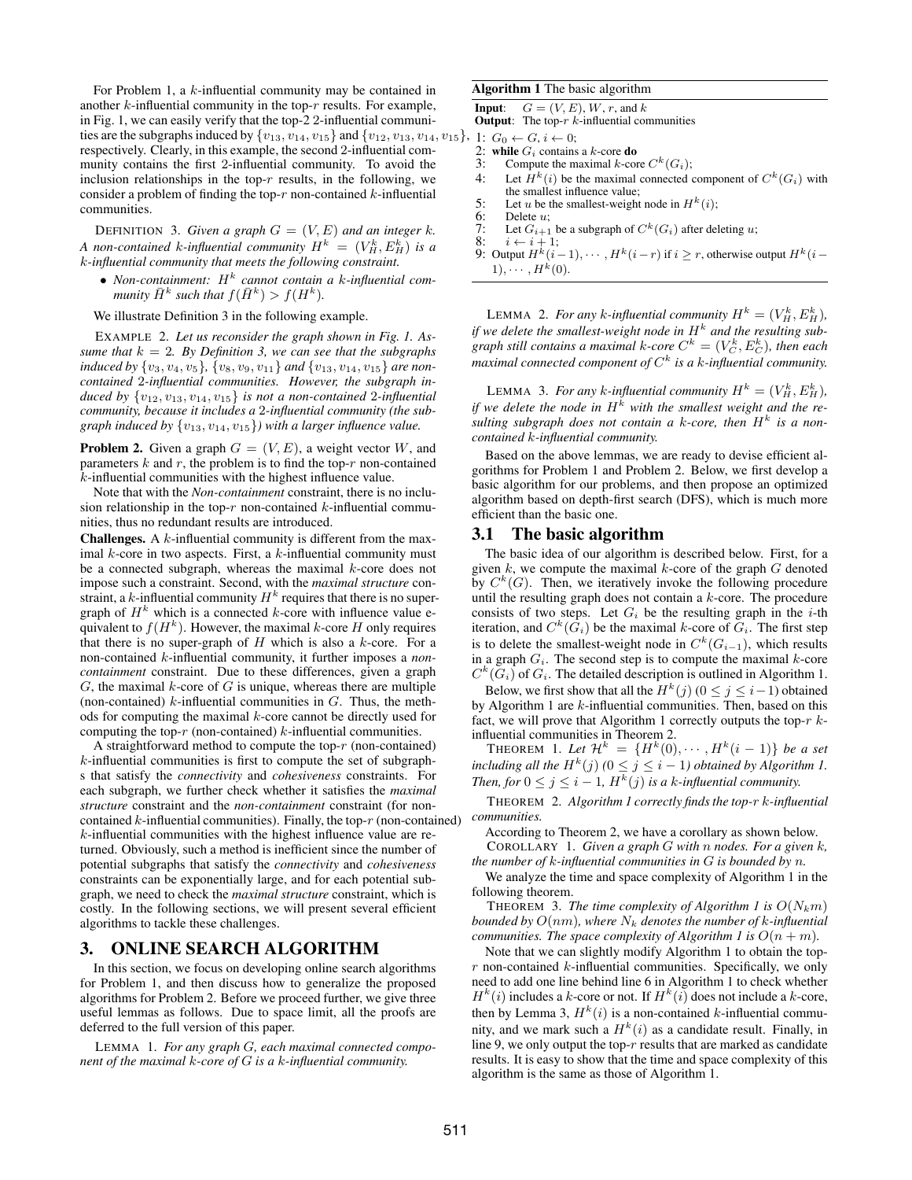For Problem 1, a $k$-influential community may be contained in another $k$-influential community in the top-$r$ results. For example, in Fig. 1, we can easily verify that the top-2 2-influential communities are the subgraphs induced by $\{v_{13}, v_{14}, v_{15}\}$ and $\{v_{12}, v_{13}, v_{14}, v_{15}\}$, respectively. Clearly, in this example, the second 2-influential community contains the first 2-influential community. To avoid the inclusion relationships in the top-$r$ results, in the following, we consider a problem of finding the top-$r$ non-contained $k$-influential communities.

DEFINITION 3. *Given a graph $G = (V, E)$ and an integer $k$. A non-contained $k$-influential community $H^k = (V_H^k, E_H^k)$ is a $k$-influential community that meets the following constraint.*

- *Non-containment: $H^k$ cannot contain a $k$-influential community $\bar{H}^k$ such that $f(\bar{H}^k) > f(H^k)$.*

We illustrate Definition 3 in the following example.

EXAMPLE 2. *Let us reconsider the graph shown in Fig. 1. Assume that $k = 2$. By Definition 3, we can see that the subgraphs induced by $\{v_3, v_4, v_5\}$, $\{v_8, v_9, v_{11}\}$ and $\{v_{13}, v_{14}, v_{15}\}$ are non-contained 2-influential communities. However, the subgraph induced by $\{v_{12}, v_{13}, v_{14}, v_{15}\}$ is not a non-contained 2-influential community, because it includes a 2-influential community (the subgraph induced by $\{v_{13}, v_{14}, v_{15}\}$) with a larger influence value.*

**Problem 2.** Given a graph $G = (V, E)$, a weight vector $W$, and parameters $k$ and $r$, the problem is to find the top-$r$ non-contained $k$-influential communities with the highest influence value.

Note that with the *Non-containment* constraint, there is no inclusion relationship in the top-$r$ non-contained $k$-influential communities, thus no redundant results are introduced.

**Challenges.** A $k$-influential community is different from the maximal $k$-core in two aspects. First, a $k$-influential community must be a connected subgraph, whereas the maximal $k$-core does not impose such a constraint. Second, with the *maximal structure* constraint, a $k$-influential community $H^k$ requires that there is no supergraph of $H^k$ which is a connected $k$-core with influence value equivalent to $f(H^k)$. However, the maximal $k$-core $H$ only requires that there is no super-graph of $H$ which is also a $k$-core. For a non-contained $k$-influential community, it further imposes a *non-containment* constraint. Due to these differences, given a graph $G$, the maximal $k$-core of $G$ is unique, whereas there are multiple (non-contained) $k$-influential communities in $G$. Thus, the methods for computing the maximal $k$-core cannot be directly used for computing the top-$r$ (non-contained) $k$-influential communities.

A straightforward method to compute the top-$r$ (non-contained) $k$-influential communities is first to compute the set of subgraphs that satisfy the *connectivity* and *cohesiveness* constraints. For each subgraph, we further check whether it satisfies the *maximal structure* constraint and the *non-containment* constraint (for non-contained $k$-influential communities). Finally, the top-$r$ (non-contained) $k$-influential communities with the highest influence value are returned. Obviously, such a method is inefficient since the number of potential subgraphs that satisfy the *connectivity* and *cohesiveness* constraints can be exponentially large, and for each potential subgraph, we need to check the *maximal structure* constraint, which is costly. In the following sections, we will present several efficient algorithms to tackle these challenges.

# 3. ONLINE SEARCH ALGORITHM

In this section, we focus on developing online search algorithms for Problem 1, and then discuss how to generalize the proposed algorithms for Problem 2. Before we proceed further, we give three useful lemmas as follows. Due to space limit, all the proofs are deferred to the full version of this paper.

LEMMA 1. *For any graph $G$, each maximal connected component of the maximal $k$-core of $G$ is a $k$-influential community.*

**Algorithm 1** The basic algorithm

```
Input:  G = (V, E), W, r, and k
Output: The top-r k-influential communities
1: G_0 ← G, i ← 0;
2: while G_i contains a k-core do
3:     Compute the maximal k-core C^k(G_i);
4:     Let H^k(i) be the maximal connected component of C^k(G_i) with
       the smallest influence value;
5:     Let u be the smallest-weight node in H^k(i);
6:     Delete u;
7:     Let G_{i+1} be a subgraph of C^k(G_i) after deleting u;
8:     i ← i + 1;
9: Output H^k(i−1), ··· , H^k(i−r) if i ≥ r, otherwise output H^k(i−
   1), ··· , H^k(0).
```

LEMMA 2. *For any $k$-influential community $H^k = (V_H^k, E_H^k)$, if we delete the smallest-weight node in $H^k$ and the resulting subgraph still contains a maximal $k$-core $C^k = (V_C^k, E_C^k)$, then each maximal connected component of $C^k$ is a $k$-influential community.*

LEMMA 3. *For any $k$-influential community $H^k = (V_H^k, E_H^k)$, if we delete the node in $H^k$ with the smallest weight and the resulting subgraph does not contain a $k$-core, then $H^k$ is a non-contained $k$-influential community.*

Based on the above lemmas, we are ready to devise efficient algorithms for Problem 1 and Problem 2. Below, we first develop a basic algorithm for our problems, and then propose an optimized algorithm based on depth-first search (DFS), which is much more efficient than the basic one.

## 3.1 The basic algorithm

The basic idea of our algorithm is described below. First, for a given $k$, we compute the maximal $k$-core of the graph $G$ denoted by $C^k(G)$. Then, we iteratively invoke the following procedure until the resulting graph does not contain a $k$-core. The procedure consists of two steps. Let $G_i$ be the resulting graph in the $i$-th iteration, and $C^k(G_i)$ be the maximal $k$-core of $G_i$. The first step is to delete the smallest-weight node in $C^k(G_{i-1})$, which results in a graph $G_i$. The second step is to compute the maximal $k$-core $C^k(G_i)$ of $G_i$. The detailed description is outlined in Algorithm 1.

Below, we first show that all the $H^k(j)$ ($0 \le j \le i-1$) obtained by Algorithm 1 are $k$-influential communities. Then, based on this fact, we will prove that Algorithm 1 correctly outputs the top-$r$ $k$-influential communities in Theorem 2.

THEOREM 1. *Let $\mathcal{H}^k = \{H^k(0), \cdots, H^k(i-1)\}$ be a set including all the $H^k(j)$ ($0 \le j \le i-1$) obtained by Algorithm 1. Then, for $0 \le j \le i-1$, $H^k(j)$ is a $k$-influential community.*

THEOREM 2. *Algorithm 1 correctly finds the top-$r$ $k$-influential communities.*

According to Theorem 2, we have a corollary as shown below.

COROLLARY 1. *Given a graph $G$ with $n$ nodes. For a given $k$, the number of $k$-influential communities in $G$ is bounded by $n$.*

We analyze the time and space complexity of Algorithm 1 in the following theorem.

THEOREM 3. *The time complexity of Algorithm 1 is $O(N_k m)$ bounded by $O(nm)$, where $N_k$ denotes the number of $k$-influential communities. The space complexity of Algorithm 1 is $O(n + m)$.*

Note that we can slightly modify Algorithm 1 to obtain the top-$r$ non-contained $k$-influential communities. Specifically, we only need to add one line behind line 6 in Algorithm 1 to check whether $H^k(i)$ includes a $k$-core or not. If $H^k(i)$ does not include a $k$-core, then by Lemma 3, $H^k(i)$ is a non-contained $k$-influential community, and we mark such a $H^k(i)$ as a candidate result. Finally, in line 9, we only output the top-$r$ results that are marked as candidate results. It is easy to show that the time and space complexity of this algorithm is the same as those of Algorithm 1.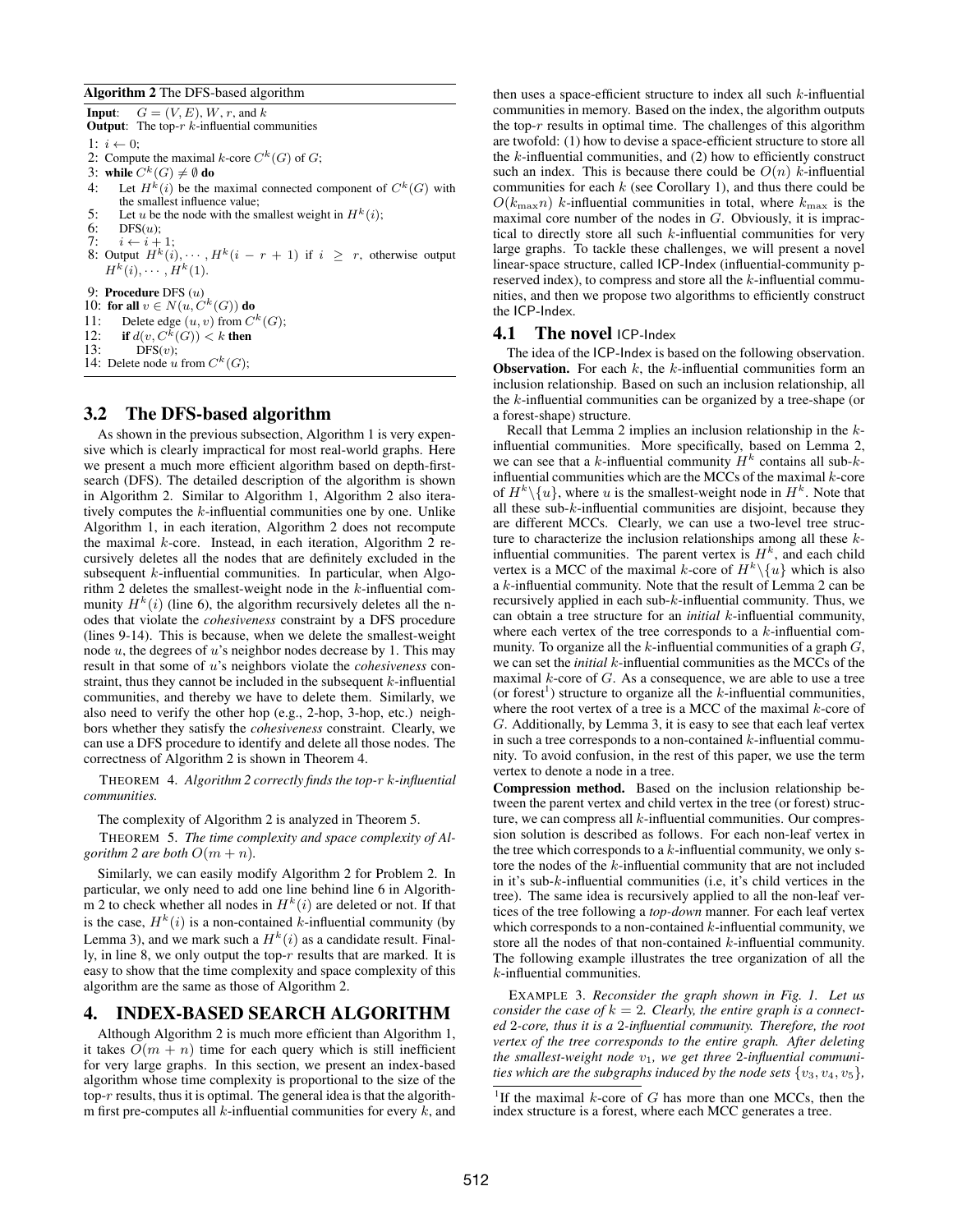**Algorithm 2** The DFS-based algorithm

```
Input:  G = (V, E), W, r, and k
Output: The top-r k-influential communities
1: i ← 0;
2: Compute the maximal k-core C^k(G) of G;
3: while C^k(G) ≠ ∅ do
4:     Let H^k(i) be the maximal connected component of C^k(G) with
       the smallest influence value;
5:     Let u be the node with the smallest weight in H^k(i);
6:     DFS(u);
7:     i ← i + 1;
8: Output H^k(i), ..., H^k(i − r + 1) if i ≥ r, otherwise output
   H^k(i), ..., H^k(1).

9: Procedure DFS (u)
10: for all v ∈ N(u, C^k(G)) do
11:     Delete edge (u, v) from C^k(G);
12:     if d(v, C^k(G)) < k then
13:         DFS(v);
14: Delete node u from C^k(G);
```

## 3.2 The DFS-based algorithm

As shown in the previous subsection, Algorithm 1 is very expensive which is clearly impractical for most real-world graphs. Here we present a much more efficient algorithm based on depth-first-search (DFS). The detailed description of the algorithm is shown in Algorithm 2. Similar to Algorithm 1, Algorithm 2 also iteratively computes the $k$-influential communities one by one. Unlike Algorithm 1, in each iteration, Algorithm 2 does not recompute the maximal $k$-core. Instead, in each iteration, Algorithm 2 recursively deletes all the nodes that are definitely excluded in the subsequent $k$-influential communities. In particular, when Algorithm 2 deletes the smallest-weight node in the $k$-influential community $H^k(i)$ (line 6), the algorithm recursively deletes all the nodes that violate the *cohesiveness* constraint by a DFS procedure (lines 9-14). This is because, when we delete the smallest-weight node $u$, the degrees of $u$'s neighbor nodes decrease by 1. This may result in that some of $u$'s neighbors violate the *cohesiveness* constraint, thus they cannot be included in the subsequent $k$-influential communities, and thereby we have to delete them. Similarly, we also need to verify the other hop (e.g., 2-hop, 3-hop, etc.) neighbors whether they satisfy the *cohesiveness* constraint. Clearly, we can use a DFS procedure to identify and delete all those nodes. The correctness of Algorithm 2 is shown in Theorem 4.

THEOREM 4. *Algorithm 2 correctly finds the top-$r$ $k$-influential communities.*

The complexity of Algorithm 2 is analyzed in Theorem 5.

THEOREM 5. *The time complexity and space complexity of Algorithm 2 are both $O(m + n)$.*

Similarly, we can easily modify Algorithm 2 for Problem 2. In particular, we only need to add one line behind line 6 in Algorithm 2 to check whether all nodes in $H^k(i)$ are deleted or not. If that is the case, $H^k(i)$ is a non-contained $k$-influential community (by Lemma 3), and we mark such a $H^k(i)$ as a candidate result. Finally, in line 8, we only output the top-$r$ results that are marked. It is easy to show that the time complexity and space complexity of this algorithm are the same as those of Algorithm 2.

# 4. INDEX-BASED SEARCH ALGORITHM

Although Algorithm 2 is much more efficient than Algorithm 1, it takes $O(m + n)$ time for each query which is still inefficient for very large graphs. In this section, we present an index-based algorithm whose time complexity is proportional to the size of the top-$r$ results, thus it is optimal. The general idea is that the algorithm first pre-computes all $k$-influential communities for every $k$, and then uses a space-efficient structure to index all such $k$-influential communities in memory. Based on the index, the algorithm outputs the top-$r$ results in optimal time. The challenges of this algorithm are twofold: (1) how to devise a space-efficient structure to store all the $k$-influential communities, and (2) how to efficiently construct such an index. This is because there could be $O(n)$ $k$-influential communities for each $k$ (see Corollary 1), and thus there could be $O(k_{\max} n)$ $k$-influential communities in total, where $k_{\max}$ is the maximal core number of the nodes in $G$. Obviously, it is impractical to directly store all such $k$-influential communities for very large graphs. To tackle these challenges, we will present a novel linear-space structure, called ICP-Index (influential-community preserved index), to compress and store all the $k$-influential communities, and then we propose two algorithms to efficiently construct the ICP-Index.

## 4.1 The novel ICP-Index

The idea of the ICP-Index is based on the following observation.
**Observation.** For each $k$, the $k$-influential communities form an inclusion relationship. Based on such an inclusion relationship, all the $k$-influential communities can be organized by a tree-shape (or a forest-shape) structure.

Recall that Lemma 2 implies an inclusion relationship in the $k$-influential communities. More specifically, based on Lemma 2, we can see that a $k$-influential community $H^k$ contains all sub-$k$-influential communities which are the MCCs of the maximal $k$-core of $H^k \backslash \{u\}$, where $u$ is the smallest-weight node in $H^k$. Note that all these sub-$k$-influential communities are disjoint, because they are different MCCs. Clearly, we can use a two-level tree structure to characterize the inclusion relationships among all these $k$-influential communities. The parent vertex is $H^k$, and each child vertex is a MCC of the maximal $k$-core of $H^k \backslash \{u\}$ which is also a $k$-influential community. Note that the result of Lemma 2 can be recursively applied in each sub-$k$-influential community. Thus, we can obtain a tree structure for an *initial* $k$-influential community, where each vertex of the tree corresponds to a $k$-influential community. To organize all the $k$-influential communities of a graph $G$, we can set the *initial* $k$-influential communities as the MCCs of the maximal $k$-core of $G$. As a consequence, we are able to use a tree (or forest[1]) structure to organize all the $k$-influential communities, where the root vertex of a tree is a MCC of the maximal $k$-core of $G$. Additionally, by Lemma 3, it is easy to see that each leaf vertex in such a tree corresponds to a non-contained $k$-influential community. To avoid confusion, in the rest of this paper, we use the term vertex to denote a node in a tree.

**Compression method.** Based on the inclusion relationship between the parent vertex and child vertex in the tree (or forest) structure, we can compress all $k$-influential communities. Our compression solution is described as follows. For each non-leaf vertex in the tree which corresponds to a $k$-influential community, we only store the nodes of the $k$-influential community that are not included in it's sub-$k$-influential communities (i.e, it's child vertices in the tree). The same idea is recursively applied to all the non-leaf vertices of the tree following a *top-down* manner. For each leaf vertex which corresponds to a non-contained $k$-influential community, we store all the nodes of that non-contained $k$-influential community. The following example illustrates the tree organization of all the $k$-influential communities.

EXAMPLE 3. *Reconsider the graph shown in Fig. 1. Let us consider the case of $k = 2$. Clearly, the entire graph is a connected 2-core, thus it is a 2-influential community. Therefore, the root vertex of the tree corresponds to the entire graph. After deleting the smallest-weight node $v_1$, we get three 2-influential communities which are the subgraphs induced by the node sets $\{v_3, v_4, v_5\}$,*

[1] If the maximal $k$-core of $G$ has more than one MCCs, then the index structure is a forest, where each MCC generates a tree.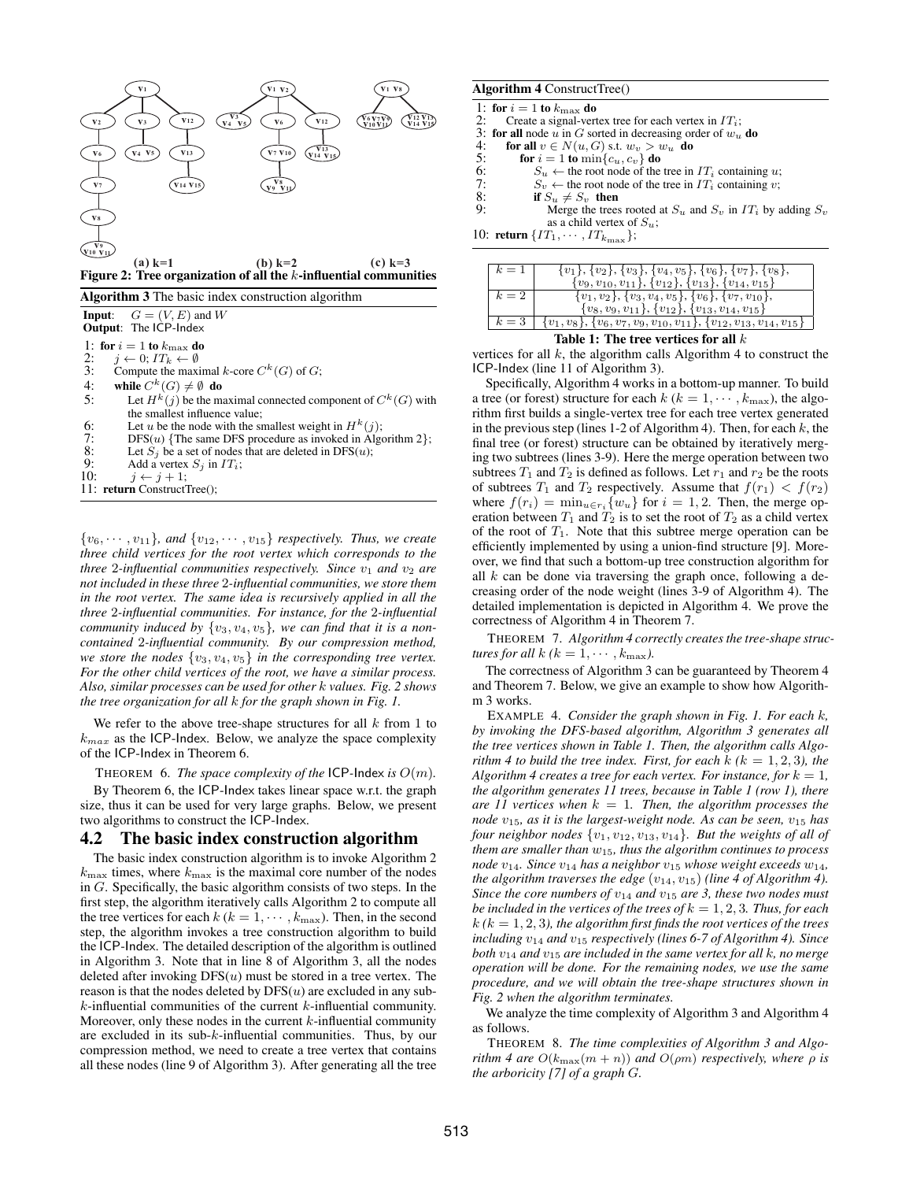Figure 2: Tree organization of all the $k$-influential communities

(a) k=1 (b) k=2 (c) k=3

**Algorithm 3** The basic index construction algorithm

```
Input:   G = (V, E) and W
Output:  The ICP-Index
1: for i = 1 to k_max do
2:    j ← 0; IT_k ← ∅
3:    Compute the maximal k-core C^k(G) of G;
4:    while C^k(G) ≠ ∅ do
5:       Let H^k(j) be the maximal connected component of C^k(G) with
         the smallest influence value;
6:       Let u be the node with the smallest weight in H^k(j);
7:       DFS(u) {The same DFS procedure as invoked in Algorithm 2};
8:       Let S_j be a set of nodes that are deleted in DFS(u);
9:       Add a vertex S_j in IT_i;
10:      j ← j + 1;
11: return ConstructTree();
```

$\{v_6, \cdots, v_{11}\}$*, and* $\{v_{12}, \cdots, v_{15}\}$ *respectively. Thus, we create three child vertices for the root vertex which corresponds to the three 2-influential communities respectively. Since* $v_1$ *and* $v_2$ *are not included in these three 2-influential communities, we store them in the root vertex. The same idea is recursively applied in all the three 2-influential communities. For instance, for the 2-influential community induced by* $\{v_3, v_4, v_5\}$*, we can find that it is a non-contained 2-influential community. By our compression method, we store the nodes* $\{v_3, v_4, v_5\}$ *in the corresponding tree vertex. For the other child vertices of the root, we have a similar process. Also, similar processes can be used for other* $k$ *values. Fig. 2 shows the tree organization for all* $k$ *for the graph shown in Fig. 1.*

We refer to the above tree-shape structures for all $k$ from 1 to $k_{max}$ as the ICP-Index. Below, we analyze the space complexity of the ICP-Index in Theorem 6.

THEOREM 6. *The space complexity of the* ICP-Index *is* $O(m)$.

By Theorem 6, the ICP-Index takes linear space w.r.t. the graph size, thus it can be used for very large graphs. Below, we present two algorithms to construct the ICP-Index.

## 4.2 The basic index construction algorithm

The basic index construction algorithm is to invoke Algorithm 2 $k_{\max}$ times, where $k_{\max}$ is the maximal core number of the nodes in $G$. Specifically, the basic algorithm consists of two steps. In the first step, the algorithm iteratively calls Algorithm 2 to compute all the tree vertices for each $k$ ($k = 1, \cdots, k_{\max}$). Then, in the second step, the algorithm invokes a tree construction algorithm to build the ICP-Index. The detailed description of the algorithm is outlined in Algorithm 3. Note that in line 8 of Algorithm 3, all the nodes deleted after invoking DFS($u$) must be stored in a tree vertex. The reason is that the nodes deleted by DFS($u$) are excluded in any sub-$k$-influential communities of the current $k$-influential community. Moreover, only these nodes in the current $k$-influential community are excluded in its sub-$k$-influential communities. Thus, by our compression method, we need to create a tree vertex that contains all these nodes (line 9 of Algorithm 3). After generating all the tree

**Algorithm 4** ConstructTree()

```
1: for i = 1 to k_max do
2:    Create a signal-vertex tree for each vertex in IT_i;
3: for all node u in G sorted in decreasing order of w_u do
4:    for all v ∈ N(u, G) s.t. w_v > w_u do
5:       for i = 1 to min{c_u, c_v} do
6:          S_u ← the root node of the tree in IT_i containing u;
7:          S_v ← the root node of the tree in IT_i containing v;
8:          if S_u ≠ S_v then
9:             Merge the trees rooted at S_u and S_v in IT_i by adding S_v
               as a child vertex of S_u;
10: return {IT_1, ··· , IT_{k_max}};
```

| | |
|---|---|
| $k=1$ | $\{v_1\}, \{v_2\}, \{v_3\}, \{v_4, v_5\}, \{v_6\}, \{v_7\}, \{v_8\}, \{v_9, v_{10}, v_{11}\}, \{v_{12}\}, \{v_{13}\}, \{v_{14}, v_{15}\}$ |
| $k=2$ | $\{v_1, v_2\}, \{v_3, v_4, v_5\}, \{v_6\}, \{v_7, v_{10}\}, \{v_8, v_9, v_{11}\}, \{v_{12}\}, \{v_{13}, v_{14}, v_{15}\}$ |
| $k=3$ | $\{v_1, v_8\}, \{v_6, v_7, v_9, v_{10}, v_{11}\}, \{v_{12}, v_{13}, v_{14}, v_{15}\}$ |

**Table 1: The tree vertices for all $k$**

vertices for all $k$, the algorithm calls Algorithm 4 to construct the ICP-Index (line 11 of Algorithm 3).

Specifically, Algorithm 4 works in a bottom-up manner. To build a tree (or forest) structure for each $k$ ($k = 1, \cdots, k_{\max}$), the algorithm first builds a single-vertex tree for each tree vertex generated in the previous step (lines 1-2 of Algorithm 4). Then, for each $k$, the final tree (or forest) structure can be obtained by iteratively merging two subtrees (lines 3-9). Here the merge operation between two subtrees $T_1$ and $T_2$ is defined as follows. Let $r_1$ and $r_2$ be the roots of subtrees $T_1$ and $T_2$ respectively. Assume that $f(r_1) < f(r_2)$ where $f(r_i) = \min_{u \in r_i}\{w_u\}$ for $i = 1, 2$. Then, the merge operation between $T_1$ and $T_2$ is to set the root of $T_2$ as a child vertex of the root of $T_1$. Note that this subtree merge operation can be efficiently implemented by using a union-find structure [9]. Moreover, we find that such a bottom-up tree construction algorithm for all $k$ can be done via traversing the graph once, following a decreasing order of the node weight (lines 3-9 of Algorithm 4). The detailed implementation is depicted in Algorithm 4. We prove the correctness of Algorithm 4 in Theorem 7.

THEOREM 7. *Algorithm 4 correctly creates the tree-shape structures for all* $k$ *(*$k = 1, \cdots, k_{\max}$*).*

The correctness of Algorithm 3 can be guaranteed by Theorem 4 and Theorem 7. Below, we give an example to show how Algorithm 3 works.

EXAMPLE 4. *Consider the graph shown in Fig. 1. For each* $k$*, by invoking the DFS-based algorithm, Algorithm 3 generates all the tree vertices shown in Table 1. Then, the algorithm calls Algorithm 4 to build the tree index. First, for each* $k$ *(*$k = 1, 2, 3$*), the Algorithm 4 creates a tree for each vertex. For instance, for* $k = 1$*, the algorithm generates 11 trees, because in Table 1 (row 1), there are 11 vertices when* $k = 1$*. Then, the algorithm processes the node* $v_{15}$*, as it is the largest-weight node. As can be seen,* $v_{15}$ *has four neighbor nodes* $\{v_1, v_{12}, v_{13}, v_{14}\}$*. But the weights of all of them are smaller than* $w_{15}$*, thus the algorithm continues to process node* $v_{14}$*. Since* $v_{14}$ *has a neighbor* $v_{15}$ *whose weight exceeds* $w_{14}$*, the algorithm traverses the edge* $(v_{14}, v_{15})$ *(line 4 of Algorithm 4). Since the core numbers of* $v_{14}$ *and* $v_{15}$ *are 3, these two nodes must be included in the vertices of the trees of* $k = 1, 2, 3$*. Thus, for each* $k$ *(*$k = 1, 2, 3$*), the algorithm first finds the root vertices of the trees including* $v_{14}$ *and* $v_{15}$ *respectively (lines 6-7 of Algorithm 4). Since both* $v_{14}$ *and* $v_{15}$ *are included in the same vertex for all* $k$*, no merge operation will be done. For the remaining nodes, we use the same procedure, and we will obtain the tree-shape structures shown in Fig. 2 when the algorithm terminates.*

We analyze the time complexity of Algorithm 3 and Algorithm 4 as follows.

THEOREM 8. *The time complexities of Algorithm 3 and Algorithm 4 are* $O(k_{\max}(m + n))$ *and* $O(\rho m)$ *respectively, where* $\rho$ *is the arboricity [7] of a graph* $G$.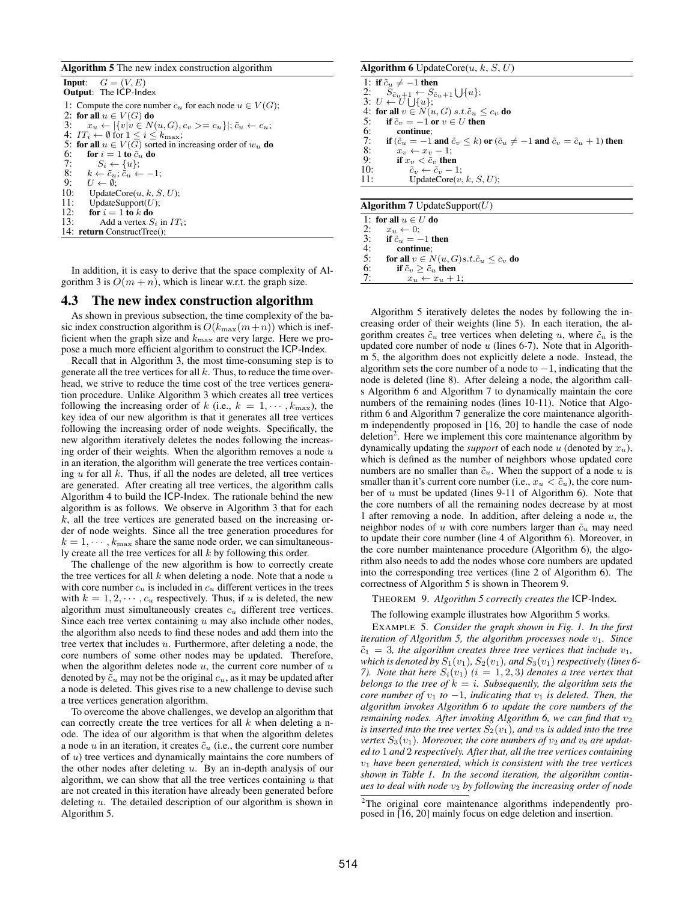**Algorithm 5** The new index construction algorithm

```
Input:   G = (V, E)
Output:  The ICP-Index
1: Compute the core number c_u for each node u ∈ V(G);
2: for all u ∈ V(G) do
3:     x_u ← |{v|v ∈ N(u, G), c_v >= c_u}|; c̃_u ← c_u;
4: IT_i ← ∅ for 1 ≤ i ≤ k_max;
5: for all u ∈ V(G) sorted in increasing order of w_u do
6:     for i = 1 to c̃_u do
7:         S_i ← {u};
8:     k ← c̃_u; c̃_u ← −1;
9:     U ← ∅;
10:    UpdateCore(u, k, S, U);
11:    UpdateSupport(U);
12:    for i = 1 to k do
13:        Add a vertex S_i in IT_i;
14: return ConstructTree();
```

In addition, it is easy to derive that the space complexity of Algorithm 3 is $O(m + n)$, which is linear w.r.t. the graph size.

## 4.3 The new index construction algorithm

As shown in previous subsection, the time complexity of the basic index construction algorithm is $O(k_{\max}(m+n))$ which is inefficient when the graph size and $k_{\max}$ are very large. Here we propose a much more efficient algorithm to construct the ICP-Index.

Recall that in Algorithm 3, the most time-consuming step is to generate all the tree vertices for all $k$. Thus, to reduce the time overhead, we strive to reduce the time cost of the tree vertices generation procedure. Unlike Algorithm 3 which creates all tree vertices following the increasing order of $k$ (i.e., $k = 1, \cdots, k_{\max}$), the key idea of our new algorithm is that it generates all tree vertices following the increasing order of node weights. Specifically, the new algorithm iteratively deletes the nodes following the increasing order of their weights. When the algorithm removes a node $u$ in an iteration, the algorithm will generate the tree vertices containing $u$ for all $k$. Thus, if all the nodes are deleted, all tree vertices are generated. After creating all tree vertices, the algorithm calls Algorithm 4 to build the ICP-Index. The rationale behind the new algorithm is as follows. We observe in Algorithm 3 that for each $k$, all the tree vertices are generated based on the increasing order of node weights. Since all the tree generation procedures for $k = 1, \cdots, k_{\max}$ share the same node order, we can simultaneously create all the tree vertices for all $k$ by following this order.

The challenge of the new algorithm is how to correctly create the tree vertices for all $k$ when deleting a node. Note that a node $u$ with core number $c_u$ is included in $c_u$ different vertices in the trees with $k = 1, 2, \cdots, c_u$ respectively. Thus, if $u$ is deleted, the new algorithm must simultaneously creates $c_u$ different tree vertices. Since each tree vertex containing $u$ may also include other nodes, the algorithm also needs to find these nodes and add them into the tree vertex that includes $u$. Furthermore, after deleting a node, the core numbers of some other nodes may be updated. Therefore, when the algorithm deletes node $u$, the current core number of $u$ denoted by $\tilde{c}_u$ may not be the original $c_u$, as it may be updated after a node is deleted. This gives rise to a new challenge to devise such a tree vertices generation algorithm.

To overcome the above challenges, we develop an algorithm that can correctly create the tree vertices for all $k$ when deleting a node. The idea of our algorithm is that when the algorithm deletes a node $u$ in an iteration, it creates $\tilde{c}_u$ (i.e., the current core number of $u$) tree vertices and dynamically maintains the core numbers of the other nodes after deleting $u$. By an in-depth analysis of our algorithm, we can show that all the tree vertices containing $u$ that are not created in this iteration have already been generated before deleting $u$. The detailed description of our algorithm is shown in Algorithm 5.

**Algorithm 6** UpdateCore($u$, $k$, $S$, $U$)

```
1: if c̃_u ≠ −1 then
2:     S_{c̃_u+1} ← S_{c̃_u+1} ⋃ {u};
3: U ← U ⋃ {u};
4: for all v ∈ N(u, G) s.t. c̃_u ≤ c_v do
5:     if c̃_v = −1 or v ∈ U then
6:         continue;
7:     if (c̃_u = −1 and c̃_v ≤ k) or (c̃_u ≠ −1 and c̃_v = c̃_u + 1) then
8:         x_v ← x_v − 1;
9:         if x_v < c̃_v then
10:            c̃_v ← c̃_v − 1;
11:            UpdateCore(v, k, S, U);
```

**Algorithm 7** UpdateSupport($U$)

```
1: for all u ∈ U do
2:     x_u ← 0;
3:     if c̃_u = −1 then
4:         continue;
5:     for all v ∈ N(u, G) s.t. c̃_u ≤ c_v do
6:         if c̃_v ≥ c̃_u then
7:             x_u ← x_u + 1;
```

Algorithm 5 iteratively deletes the nodes by following the increasing order of their weights (line 5). In each iteration, the algorithm creates $\tilde{c}_u$ tree vertices when deleting $u$, where $\tilde{c}_u$ is the updated core number of node $u$ (lines 6-7). Note that in Algorithm 5, the algorithm does not explicitly delete a node. Instead, the algorithm sets the core number of a node to $-1$, indicating that the node is deleted (line 8). After deleing a node, the algorithm calls Algorithm 6 and Algorithm 7 to dynamically maintain the core numbers of the remaining nodes (lines 10-11). Notice that Algorithm 6 and Algorithm 7 generalize the core maintenance algorithm independently proposed in [16, 20] to handle the case of node deletion[2]. Here we implement this core maintenance algorithm by dynamically updating the *support* of each node $u$ (denoted by $x_u$), which is defined as the number of neighbors whose updated core numbers are no smaller than $\tilde{c}_u$. When the support of a node $u$ is smaller than it's current core number (i.e., $x_u < \tilde{c}_u$), the core number of $u$ must be updated (lines 9-11 of Algorithm 6). Note that the core numbers of all the remaining nodes decrease by at most 1 after removing a node. In addition, after deleing a node, $u$, the neighbor nodes of $u$ with core numbers larger than $\tilde{c}_u$ may need to update their core number (line 4 of Algorithm 6). Moreover, in the core number maintenance procedure (Algorithm 6), the algorithm also needs to add the nodes whose core numbers are updated into the corresponding tree vertices (line 2 of Algorithm 6). The correctness of Algorithm 5 is shown in Theorem 9.

THEOREM 9. *Algorithm 5 correctly creates the* ICP-Index*.*

The following example illustrates how Algorithm 5 works.

EXAMPLE 5. *Consider the graph shown in Fig. 1. In the first iteration of Algorithm 5, the algorithm processes node $v_1$. Since $\tilde{c}_1 = 3$, the algorithm creates three tree vertices that include $v_1$, which is denoted by $S_1(v_1)$, $S_2(v_1)$, and $S_3(v_1)$ respectively (lines 6-7). Note that here $S_i(v_1)$ ($i = 1, 2, 3$) denotes a tree vertex that belongs to the tree of $k = i$. Subsequently, the algorithm sets the core number of $v_1$ to $-1$, indicating that $v_1$ is deleted. Then, the algorithm invokes Algorithm 6 to update the core numbers of the remaining nodes. After invoking Algorithm 6, we can find that $v_2$ is inserted into the tree vertex $S_2(v_1)$, and $v_8$ is added into the tree vertex $S_3(v_1)$. Moreover, the core numbers of $v_2$ and $v_8$ are updated to 1 and 2 respectively. After that, all the tree vertices containing $v_1$ have been generated, which is consistent with the tree vertices shown in Table 1. In the second iteration, the algorithm continues to deal with node $v_2$ by following the increasing order of node*

[2] The original core maintenance algorithms independently proposed in [16, 20] mainly focus on edge deletion and insertion.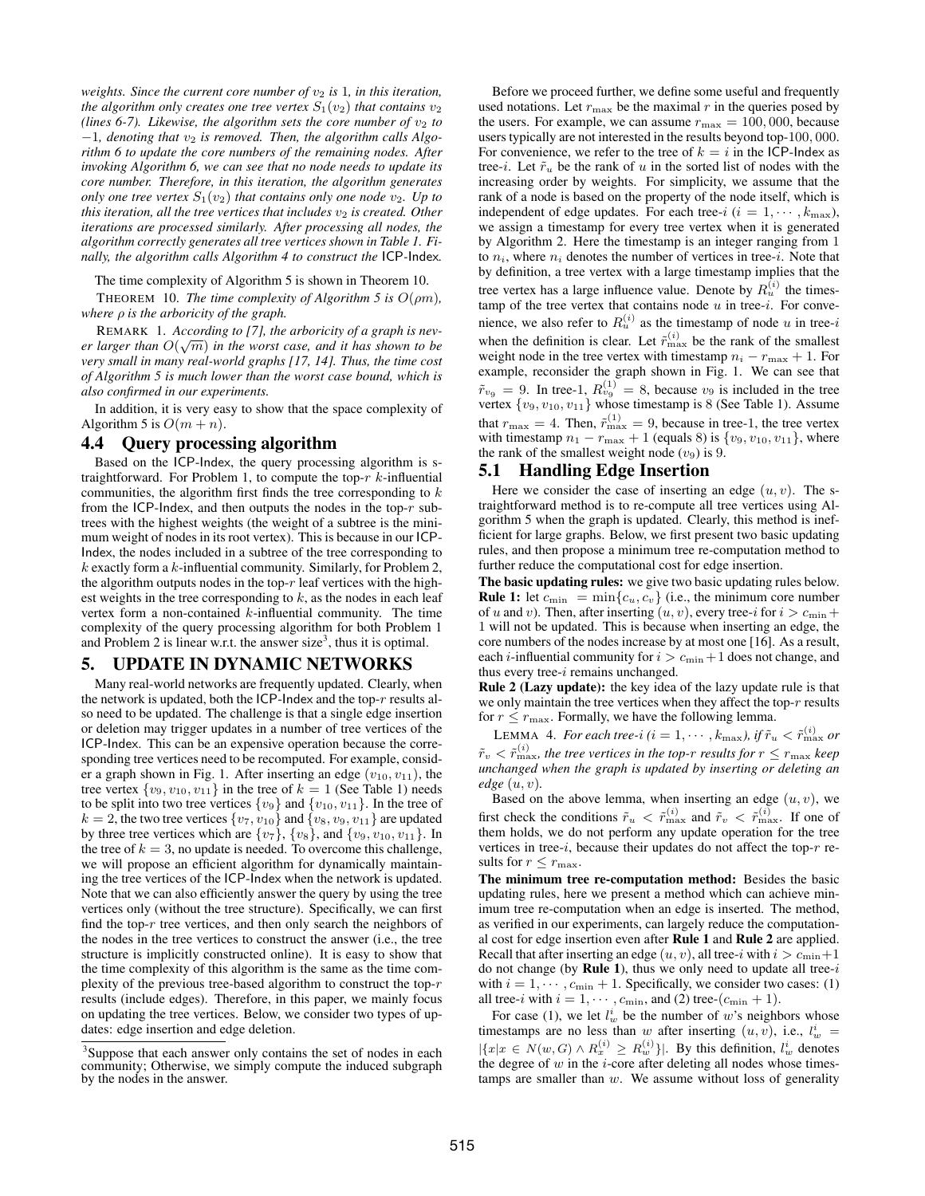*weights. Since the current core number of $v_2$ is 1, in this iteration, the algorithm only creates one tree vertex $S_1(v_2)$ that contains $v_2$ (lines 6-7). Likewise, the algorithm sets the core number of $v_2$ to $-1$, denoting that $v_2$ is removed. Then, the algorithm calls Algorithm 6 to update the core numbers of the remaining nodes. After invoking Algorithm 6, we can see that no node needs to update its core number. Therefore, in this iteration, the algorithm generates only one tree vertex $S_1(v_2)$ that contains only one node $v_2$. Up to this iteration, all the tree vertices that includes $v_2$ is created. Other iterations are processed similarly. After processing all nodes, the algorithm correctly generates all tree vertices shown in Table 1. Finally, the algorithm calls Algorithm 4 to construct the* ICP-Index*.*

The time complexity of Algorithm 5 is shown in Theorem 10.

THEOREM 10. *The time complexity of Algorithm 5 is $O(\rho m)$, where $\rho$ is the arboricity of the graph.*

REMARK 1. *According to [7], the arboricity of a graph is never larger than $O(\sqrt{m})$ in the worst case, and it has shown to be very small in many real-world graphs [17, 14]. Thus, the time cost of Algorithm 5 is much lower than the worst case bound, which is also confirmed in our experiments.*

In addition, it is very easy to show that the space complexity of Algorithm 5 is $O(m + n)$.

### 4.4 Query processing algorithm

Based on the ICP-Index, the query processing algorithm is straightforward. For Problem 1, to compute the top-$r$ $k$-influential communities, the algorithm first finds the tree corresponding to $k$ from the ICP-Index, and then outputs the nodes in the top-$r$ subtrees with the highest weights (the weight of a subtree is the minimum weight of nodes in its root vertex). This is because in our ICP-Index, the nodes included in a subtree of the tree corresponding to $k$ exactly form a $k$-influential community. Similarly, for Problem 2, the algorithm outputs nodes in the top-$r$ leaf vertices with the highest weights in the tree corresponding to $k$, as the nodes in each leaf vertex form a non-contained $k$-influential community. The time complexity of the query processing algorithm for both Problem 1 and Problem 2 is linear w.r.t. the answer size[3], thus it is optimal.

## 5. UPDATE IN DYNAMIC NETWORKS

Many real-world networks are frequently updated. Clearly, when the network is updated, both the ICP-Index and the top-$r$ results also need to be updated. The challenge is that a single edge insertion or deletion may trigger updates in a number of tree vertices of the ICP-Index. This can be an expensive operation because the corresponding tree vertices need to be recomputed. For example, consider a graph shown in Fig. 1. After inserting an edge $(v_{10}, v_{11})$, the tree vertex $\{v_9, v_{10}, v_{11}\}$ in the tree of $k = 1$ (See Table 1) needs to be split into two tree vertices $\{v_9\}$ and $\{v_{10}, v_{11}\}$. In the tree of $k = 2$, the two tree vertices $\{v_7, v_{10}\}$ and $\{v_8, v_9, v_{11}\}$ are updated by three tree vertices which are $\{v_7\}$, $\{v_8\}$, and $\{v_9, v_{10}, v_{11}\}$. In the tree of $k = 3$, no update is needed. To overcome this challenge, we will propose an efficient algorithm for dynamically maintaining the tree vertices of the ICP-Index when the network is updated. Note that we can also efficiently answer the query by using the tree vertices only (without the tree structure). Specifically, we can first find the top-$r$ tree vertices, and then only search the neighbors of the nodes in the tree vertices to construct the answer (i.e., the tree structure is implicitly constructed online). It is easy to show that the time complexity of this algorithm is the same as the time complexity of the previous tree-based algorithm to construct the top-$r$ results (include edges). Therefore, in this paper, we mainly focus on updating the tree vertices. Below, we consider two types of updates: edge insertion and edge deletion.

[3]Suppose that each answer only contains the set of nodes in each community; Otherwise, we simply compute the induced subgraph by the nodes in the answer.

Before we proceed further, we define some useful and frequently used notations. Let $r_{\max}$ be the maximal $r$ in the queries posed by the users. For example, we can assume $r_{\max} = 100,000$, because users typically are not interested in the results beyond top-100,000. For convenience, we refer to the tree of $k = i$ in the ICP-Index as tree-$i$. Let $\tilde{r}_u$ be the rank of $u$ in the sorted list of nodes with the increasing order by weights. For simplicity, we assume that the rank of a node is based on the property of the node itself, which is independent of edge updates. For each tree-$i$ ($i = 1, \cdots, k_{\max}$), we assign a timestamp for every tree vertex when it is generated by Algorithm 2. Here the timestamp is an integer ranging from 1 to $n_i$, where $n_i$ denotes the number of vertices in tree-$i$. Note that by definition, a tree vertex with a large timestamp implies that the tree vertex has a large influence value. Denote by $R_u^{(i)}$ the timestamp of the tree vertex that contains node $u$ in tree-$i$. For convenience, we also refer to $R_u^{(i)}$ as the timestamp of node $u$ in tree-$i$ when the definition is clear. Let $\tilde{r}_{\max}^{(i)}$ be the rank of the smallest weight node in the tree vertex with timestamp $n_i - r_{\max} + 1$. For example, reconsider the graph shown in Fig. 1. We can see that $\tilde{r}_{v_9} = 9$. In tree-1, $R_{v_9}^{(1)} = 8$, because $v_9$ is included in the tree vertex $\{v_9, v_{10}, v_{11}\}$ whose timestamp is 8 (See Table 1). Assume that $r_{\max} = 4$. Then, $\tilde{r}_{\max}^{(1)} = 9$, because in tree-1, the tree vertex with timestamp $n_1 - r_{\max} + 1$ (equals 8) is $\{v_9, v_{10}, v_{11}\}$, where the rank of the smallest weight node ($v_9$) is 9.

### 5.1 Handling Edge Insertion

Here we consider the case of inserting an edge $(u, v)$. The straightforward method is to re-compute all tree vertices using Algorithm 5 when the graph is updated. Clearly, this method is inefficient for large graphs. Below, we first present two basic updating rules, and then propose a minimum tree re-computation method to further reduce the computational cost for edge insertion.

**The basic updating rules:** we give two basic updating rules below.

**Rule 1:** let $c_{\min} = \min\{c_u, c_v\}$ (i.e., the minimum core number of $u$ and $v$). Then, after inserting $(u, v)$, every tree-$i$ for $i > c_{\min} + 1$ will not be updated. This is because when inserting an edge, the core numbers of the nodes increase by at most one [16]. As a result, each $i$-influential community for $i > c_{\min} + 1$ does not change, and thus every tree-$i$ remains unchanged.

**Rule 2 (Lazy update):** the key idea of the lazy update rule is that we only maintain the tree vertices when they affect the top-$r$ results for $r \le r_{\max}$. Formally, we have the following lemma.

LEMMA 4. *For each tree-$i$ ($i = 1, \cdots, k_{\max}$), if $\tilde{r}_u < \tilde{r}_{\max}^{(i)}$ or $\tilde{r}_v < \tilde{r}_{\max}^{(i)}$, the tree vertices in the top-$r$ results for $r \le r_{\max}$ keep unchanged when the graph is updated by inserting or deleting an edge $(u, v)$.*

Based on the above lemma, when inserting an edge $(u, v)$, we first check the conditions $\tilde{r}_u < \tilde{r}_{\max}^{(i)}$ and $\tilde{r}_v < \tilde{r}_{\max}^{(i)}$. If one of them holds, we do not perform any update operation for the tree vertices in tree-$i$, because their updates do not affect the top-$r$ results for $r \le r_{\max}$.

**The minimum tree re-computation method:** Besides the basic updating rules, here we present a method which can achieve minimum tree re-computation when an edge is inserted. The method, as verified in our experiments, can largely reduce the computational cost for edge insertion even after **Rule 1** and **Rule 2** are applied. Recall that after inserting an edge $(u, v)$, all tree-$i$ with $i > c_{\min}+1$ do not change (by **Rule 1**), thus we only need to update all tree-$i$ with $i = 1, \cdots, c_{\min} + 1$. Specifically, we consider two cases: (1) all tree-$i$ with $i = 1, \cdots, c_{\min}$, and (2) tree-($c_{\min} + 1$).

For case (1), we let $l_w^i$ be the number of $w$'s neighbors whose timestamps are no less than $w$ after inserting $(u, v)$, i.e., $l_w^i = |\{x | x \in N(w, G) \wedge R_x^{(i)} \ge R_w^{(i)}\}|$. By this definition, $l_w^i$ denotes the degree of $w$ in the $i$-core after deleting all nodes whose timestamps are smaller than $w$. We assume without loss of generality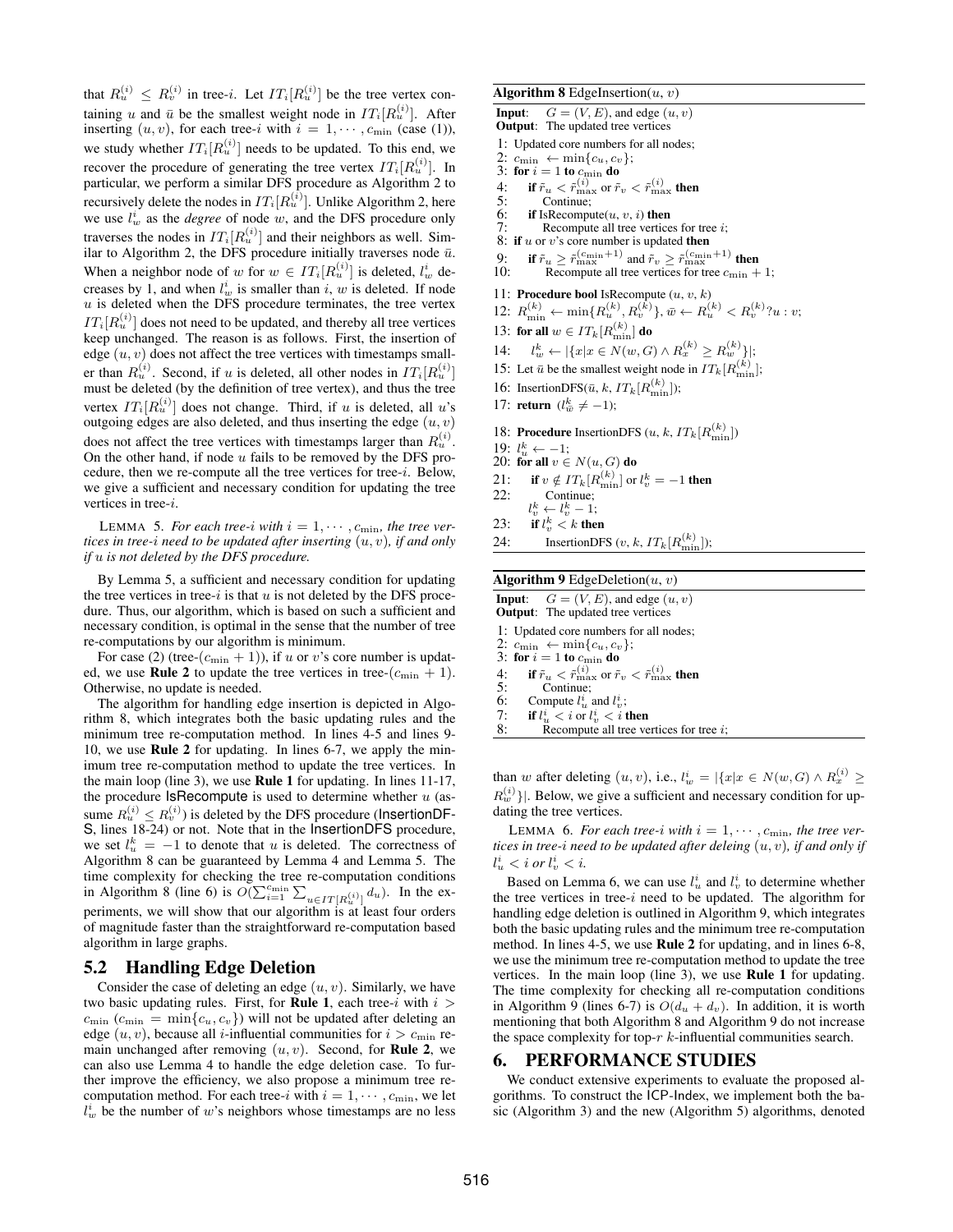that $R_u^{(i)} \leq R_v^{(i)}$ in tree-$i$. Let $IT_i[R_u^{(i)}]$ be the tree vertex containing $u$ and $\bar{u}$ be the smallest weight node in $IT_i[R_u^{(i)}]$. After inserting $(u, v)$, for each tree-$i$ with $i = 1, \cdots, c_{\min}$ (case (1)), we study whether $IT_i[R_u^{(i)}]$ needs to be updated. To this end, we recover the procedure of generating the tree vertex $IT_i[R_u^{(i)}]$. In particular, we perform a similar DFS procedure as Algorithm 2 to recursively delete the nodes in $IT_i[R_u^{(i)}]$. Unlike Algorithm 2, here we use $l_w^i$ as the *degree* of node $w$, and the DFS procedure only traverses the nodes in $IT_i[R_u^{(i)}]$ and their neighbors as well. Similar to Algorithm 2, the DFS procedure initially traverses node $\bar{u}$. When a neighbor node of $w$ for $w \in IT_i[R_u^{(i)}]$ is deleted, $l_w^i$ decreases by 1, and when $l_w^i$ is smaller than $i$, $w$ is deleted. If node $u$ is deleted when the DFS procedure terminates, the tree vertex $IT_i[R_u^{(i)}]$ does not need to be updated, and thereby all tree vertices keep unchanged. The reason is as follows. First, the insertion of edge $(u, v)$ does not affect the tree vertices with timestamps smaller than $R_u^{(i)}$. Second, if $u$ is deleted, all other nodes in $IT_i[R_u^{(i)}]$ must be deleted (by the definition of tree vertex), and thus the tree vertex $IT_i[R_u^{(i)}]$ does not change. Third, if $u$ is deleted, all $u$'s outgoing edges are also deleted, and thus inserting the edge $(u, v)$ does not affect the tree vertices with timestamps larger than $R_u^{(i)}$. On the other hand, if node $u$ fails to be removed by the DFS procedure, then we re-compute all the tree vertices for tree-$i$. Below, we give a sufficient and necessary condition for updating the tree vertices in tree-$i$.

LEMMA 5. *For each tree-$i$ with $i = 1, \cdots, c_{\min}$, the tree vertices in tree-$i$ need to be updated after inserting $(u, v)$, if and only if $u$ is not deleted by the DFS procedure.*

By Lemma 5, a sufficient and necessary condition for updating the tree vertices in tree-$i$ is that $u$ is not deleted by the DFS procedure. Thus, our algorithm, which is based on such a sufficient and necessary condition, is optimal in the sense that the number of tree re-computations by our algorithm is minimum.

For case (2) (tree-$(c_{\min}+1)$), if $u$ or $v$'s core number is updated, we use **Rule 2** to update the tree vertices in tree-$(c_{\min}+1)$. Otherwise, no update is needed.

The algorithm for handling edge insertion is depicted in Algorithm 8, which integrates both the basic updating rules and the minimum tree re-computation method. In lines 4-5 and lines 9-10, we use **Rule 2** for updating. In lines 6-7, we apply the minimum tree re-computation method to update the tree vertices. In the main loop (line 3), we use **Rule 1** for updating. In lines 11-17, the procedure IsRecompute is used to determine whether $u$ (assume $R_u^{(i)} \leq R_v^{(i)}$) is deleted by the DFS procedure (InsertionDFS, lines 18-24) or not. Note that in the InsertionDFS procedure, we set $l_u^k = -1$ to denote that $u$ is deleted. The correctness of Algorithm 8 can be guaranteed by Lemma 4 and Lemma 5. The time complexity for checking the tree re-computation conditions in Algorithm 8 (line 6) is $O(\sum_{i=1}^{c_{\min}} \sum_{u \in IT[R_u^{(i)}]} d_u)$. In the experiments, we will show that our algorithm is at least four orders of magnitude faster than the straightforward re-computation based algorithm in large graphs.

**Algorithm 8** EdgeInsertion($u$, $v$)

```
Input:  G = (V, E), and edge (u, v)
Output: The updated tree vertices
1: Updated core numbers for all nodes;
2: c_min ← min{c_u, c_v};
3: for i = 1 to c_min do
4:     if r̃_u < r̃_max^(i) or r̃_v < r̃_max^(i) then
5:         Continue;
6:     if IsRecompute(u, v, i) then
7:         Recompute all tree vertices for tree i;
8: if u or v's core number is updated then
9:     if r̃_u ≥ r̃_max^(c_min+1) and r̃_v ≥ r̃_max^(c_min+1) then
10:        Recompute all tree vertices for tree c_min + 1;

11: Procedure bool IsRecompute (u, v, k)
12: R_min^(k) ← min{R_u^(k), R_v^(k)}, w̄ ← R_u^(k) < R_v^(k) ? u : v;
13: for all w ∈ IT_k[R_min^(k)] do
14:     l_w^k ← |{x | x ∈ N(w, G) ∧ R_x^(k) ≥ R_w^(k)}|;
15: Let ū be the smallest weight node in IT_k[R_min^(k)];
16: InsertionDFS(ū, k, IT_k[R_min^(k)]);
17: return (l_w̄^k ≠ −1);

18: Procedure InsertionDFS (u, k, IT_k[R_min^(k)])
19: l_u^k ← −1;
20: for all v ∈ N(u, G) do
21:     if v ∉ IT_k[R_min^(k)] or l_v^k = −1 then
22:         Continue;
        l_v^k ← l_v^k − 1;
23:     if l_v^k < k then
24:         InsertionDFS (v, k, IT_k[R_min^(k)]);
```

**Algorithm 9** EdgeDeletion($u$, $v$)

```
Input:  G = (V, E), and edge (u, v)
Output: The updated tree vertices
1: Updated core numbers for all nodes;
2: c_min ← min{c_u, c_v};
3: for i = 1 to c_min do
4:     if r̃_u < r̃_max^(i) or r̃_v < r̃_max^(i) then
5:         Continue;
6:     Compute l_u^i and l_v^i;
7:     if l_u^i < i or l_v^i < i then
8:         Recompute all tree vertices for tree i;
```

## 5.2 Handling Edge Deletion

Consider the case of deleting an edge $(u, v)$. Similarly, we have two basic updating rules. First, for **Rule 1**, each tree-$i$ with $i > c_{\min}$ ($c_{\min} = \min\{c_u, c_v\}$) will not be updated after deleting an edge $(u, v)$, because all $i$-influential communities for $i > c_{\min}$ remain unchanged after removing $(u, v)$. Second, for **Rule 2**, we can also use Lemma 4 to handle the edge deletion case. To further improve the efficiency, we also propose a minimum tree re-computation method. For each tree-$i$ with $i = 1, \cdots, c_{\min}$, we let $l_w^i$ be the number of $w$'s neighbors whose timestamps are no less than $w$ after deleting $(u, v)$, i.e., $l_w^i = |\{x | x \in N(w, G) \wedge R_x^{(i)} \geq R_w^{(i)}\}|$. Below, we give a sufficient and necessary condition for updating the tree vertices.

LEMMA 6. *For each tree-$i$ with $i = 1, \cdots, c_{\min}$, the tree vertices in tree-$i$ need to be updated after deleing $(u, v)$, if and only if $l_u^i < i$ or $l_v^i < i$.*

Based on Lemma 6, we can use $l_u^i$ and $l_v^i$ to determine whether the tree vertices in tree-$i$ need to be updated. The algorithm for handling edge deletion is outlined in Algorithm 9, which integrates both the basic updating rules and the minimum tree re-computation method. In lines 4-5, we use **Rule 2** for updating, and in lines 6-8, we use the minimum tree re-computation method to update the tree vertices. In the main loop (line 3), we use **Rule 1** for updating. The time complexity for checking all re-computation conditions in Algorithm 9 (lines 6-7) is $O(d_u + d_v)$. In addition, it is worth mentioning that both Algorithm 8 and Algorithm 9 do not increase the space complexity for top-$r$ $k$-influential communities search.

# 6. PERFORMANCE STUDIES

We conduct extensive experiments to evaluate the proposed algorithms. To construct the ICP-Index, we implement both the basic (Algorithm 3) and the new (Algorithm 5) algorithms, denoted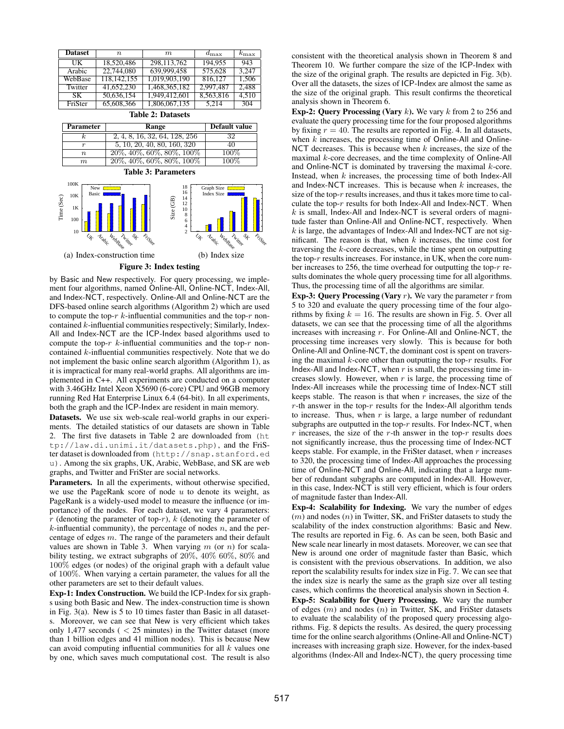| **Dataset** | $n$ | $m$ | $d_{\max}$ | $k_{\max}$ |
|---|---|---|---|---|
| UK | 18,520,486 | 298,113,762 | 194,955 | 943 |
| Arabic | 22,744,080 | 639,999,458 | 575,628 | 3,247 |
| WebBase | 118,142,155 | 1,019,903,190 | 816,127 | 1,506 |
| Twitter | 41,652,230 | 1,468,365,182 | 2,997,487 | 2,488 |
| SK | 50,636,154 | 1,949,412,601 | 8,563,816 | 4,510 |
| FriSter | 65,608,366 | 1,806,067,135 | 5,214 | 304 |

**Table 2: Datasets**

| **Parameter** | **Range** | **Default value** |
|---|---|---|
| $k$ | 2, 4, 8, 16, 32, 64, 128, 256 | 32 |
| $r$ | 5, 10, 20, 40, 80, 160, 320 | 40 |
| $n$ | 20%, 40%, 60%, 80%, 100% | 100% |
| $m$ | 20%, 40%, 60%, 80%, 100% | 100% |

**Table 3: Parameters**

Time (Sec)
100K
10K
1K
100
10
New
Basic
UK Arabic WebBase Twitter SK FriSter

(a) Index-construction time

Size (GB)
18
16
14
12
10
8
6
4
2
Graph Size
Index Size
UK Arabic WebBase Twitter SK FriSter

(b) Index size

**Figure 3: Index testing**

by Basic and New respectively. For query processing, we implement four algorithms, named Online-All, Online-NCT, Index-All, and Index-NCT, respectively. Online-All and Online-NCT are the DFS-based online search algorithms (Algorithm 2) which are used to compute the top-$r$ $k$-influential communities and the top-$r$ non-contained $k$-influential communities respectively; Similarly, Index-All and Index-NCT are the ICP-Index based algorithms used to compute the top-$r$ $k$-influential communities and the top-$r$ non-contained $k$-influential communities respectively. Note that we do not implement the basic online search algorithm (Algorithm 1), as it is impractical for many real-world graphs. All algorithms are implemented in C++. All experiments are conducted on a computer with 3.46GHz Intel Xeon X5690 (6-core) CPU and 96GB memory running Red Hat Enterprise Linux 6.4 (64-bit). In all experiments, both the graph and the ICP-Index are resident in main memory.

**Datasets.** We use six web-scale real-world graphs in our experiments. The detailed statistics of our datasets are shown in Table 2. The first five datasets in Table 2 are downloaded from (http://law.di.unimi.it/datasets.php), and the FriSter dataset is downloaded from (http://snap.stanford.edu). Among the six graphs, UK, Arabic, WebBase, and SK are web graphs, and Twitter and FriSter are social networks.

**Parameters.** In all the experiments, without otherwise specified, we use the PageRank score of node $u$ to denote its weight, as PageRank is a widely-used model to measure the influence (or importance) of the nodes. For each dataset, we vary 4 parameters: $r$ (denoting the parameter of top-$r$), $k$ (denoting the parameter of $k$-influential community), the percentage of nodes $n$, and the percentage of edges $m$. The range of the parameters and their default values are shown in Table 3. When varying $m$ (or $n$) for scalability testing, we extract subgraphs of 20%, 40% 60%, 80% and 100% edges (or nodes) of the original graph with a default value of 100%. When varying a certain parameter, the values for all the other parameters are set to their default values.

**Exp-1: Index Construction.** We build the ICP-Index for six graphs using both Basic and New. The index-construction time is shown in Fig. 3(a). New is 5 to 10 times faster than Basic in all datasets. Moreover, we can see that New is very efficient which takes only 1,477 seconds ( $<$ 25 minutes) in the Twitter dataset (more than 1 billion edges and 41 million nodes). This is because New can avoid computing influential communities for all $k$ values one by one, which saves much computational cost. The result is also consistent with the theoretical analysis shown in Theorem 8 and Theorem 10. We further compare the size of the ICP-Index with the size of the original graph. The results are depicted in Fig. 3(b). Over all the datasets, the sizes of ICP-Index are almost the same as the size of the original graph. This result confirms the theoretical analysis shown in Theorem 6.

**Exp-2: Query Processing (Vary $k$).** We vary $k$ from 2 to 256 and evaluate the query processing time for the four proposed algorithms by fixing $r = 40$. The results are reported in Fig. 4. In all datasets, when $k$ increases, the processing time of Online-All and Online-NCT decreases. This is because when $k$ increases, the size of the maximal $k$-core decreases, and the time complexity of Online-All and Online-NCT is dominated by traversing the maximal $k$-core. Instead, when $k$ increases, the processing time of both Index-All and Index-NCT increases. This is because when $k$ increases, the size of the top-$r$ results increases, and thus it takes more time to calculate the top-$r$ results for both Index-All and Index-NCT. When $k$ is small, Index-All and Index-NCT is several orders of magnitude faster than Online-All and Online-NCT, respectively. When $k$ is large, the advantages of Index-All and Index-NCT are not significant. The reason is that, when $k$ increases, the time cost for traversing the $k$-core decreases, while the time spent on outputting the top-$r$ results increases. For instance, in UK, when the core number increases to 256, the time overhead for outputting the top-$r$ results dominates the whole query processing time for all algorithms. Thus, the processing time of all the algorithms are similar.

**Exp-3: Query Processing (Vary $r$).** We vary the parameter $r$ from 5 to 320 and evaluate the query processing time of the four algorithms by fixing $k = 16$. The results are shown in Fig. 5. Over all datasets, we can see that the processing time of all the algorithms increases with increasing $r$. For Online-All and Online-NCT, the processing time increases very slowly. This is because for both Online-All and Online-NCT, the dominant cost is spent on traversing the maximal $k$-core other than outputting the top-$r$ results. For Index-All and Index-NCT, when $r$ is small, the processing time increases slowly. However, when $r$ is large, the processing time of Index-All increases while the processing time of Index-NCT still keeps stable. The reason is that when $r$ increases, the size of the $r$-th answer in the top-$r$ results for the Index-All algorithm tends to increase. Thus, when $r$ is large, a large number of redundant subgraphs are outputted in the top-$r$ results. For Index-NCT, when $r$ increases, the size of the $r$-th answer in the top-$r$ results does not significantly increase, thus the processing time of Index-NCT keeps stable. For example, in the FriSter dataset, when $r$ increases to 320, the processing time of Index-All approaches the processing time of Online-NCT and Online-All, indicating that a large number of redundant subgraphs are computed in Index-All. However, in this case, Index-NCT is still very efficient, which is four orders of magnitude faster than Index-All.

**Exp-4: Scalability for Indexing.** We vary the number of edges ($m$) and nodes ($n$) in Twitter, SK, and FriSter datasets to study the scalability of the index construction algorithms: Basic and New. The results are reported in Fig. 6. As can be seen, both Basic and New scale near linearly in most datasets. Moreover, we can see that New is around one order of magnitude faster than Basic, which is consistent with the previous observations. In addition, we also report the scalability results for index size in Fig. 7. We can see that the index size is nearly the same as the graph size over all testing cases, which confirms the theoretical analysis shown in Section 4.

**Exp-5: Scalability for Query Processing.** We vary the number of edges ($m$) and nodes ($n$) in Twitter, SK, and FriSter datasets to evaluate the scalability of the proposed query processing algorithms. Fig. 8 depicts the results. As desired, the query processing time for the online search algorithms (Online-All and Online-NCT) increases with increasing graph size. However, for the index-based algorithms (Index-All and Index-NCT), the query processing time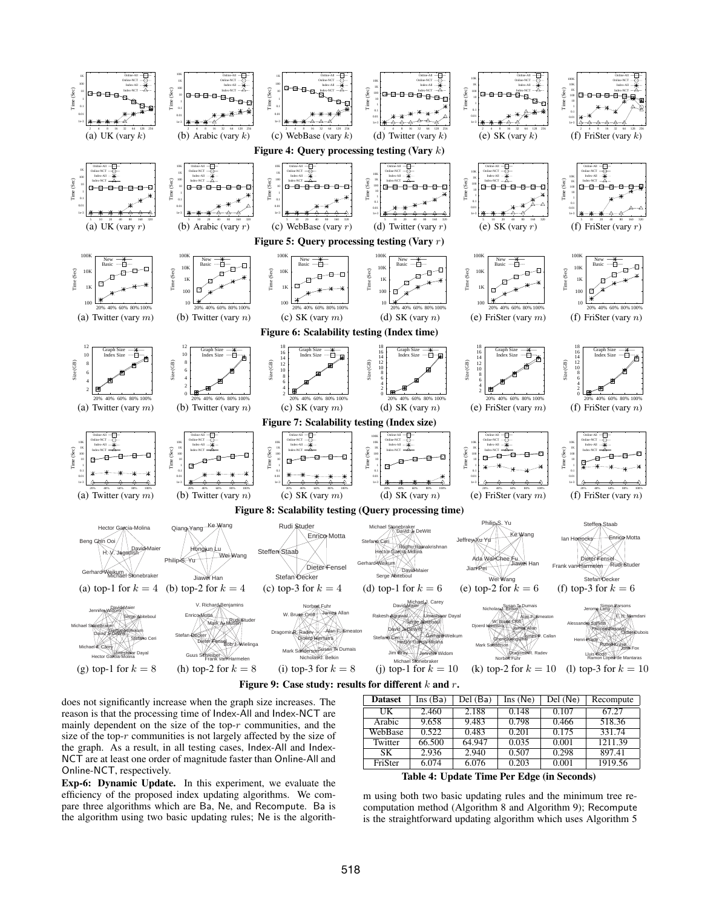(a) UK (vary $k$) (b) Arabic (vary $k$) (c) WebBase (vary $k$) (d) Twitter (vary $k$) (e) SK (vary $k$) (f) FriSter (vary $k$)

**Figure 4: Query processing testing (Vary $k$)**

(a) UK (vary $r$) (b) Arabic (vary $r$) (c) WebBase (vary $r$) (d) Twitter (vary $r$) (e) SK (vary $r$) (f) FriSter (vary $r$)

**Figure 5: Query processing testing (Vary $r$)**

(a) Twitter (vary $m$) (b) Twitter (vary $n$) (c) SK (vary $m$) (d) SK (vary $n$) (e) FriSter (vary $m$) (f) FriSter (vary $n$)

**Figure 6: Scalability testing (Index time)**

(a) Twitter (vary $m$) (b) Twitter (vary $n$) (c) SK (vary $m$) (d) SK (vary $n$) (e) FriSter (vary $m$) (f) FriSter (vary $n$)

**Figure 7: Scalability testing (Index size)**

(a) Twitter (vary $m$) (b) Twitter (vary $n$) (c) SK (vary $m$) (d) SK (vary $n$) (e) FriSter (vary $m$) (f) FriSter (vary $n$)

**Figure 8: Scalability testing (Query processing time)**

(a) top-1 for $k = 4$ (b) top-2 for $k = 4$ (c) top-3 for $k = 4$ (d) top-1 for $k = 6$ (e) top-2 for $k = 6$ (f) top-3 for $k = 6$

(g) top-1 for $k = 8$ (h) top-2 for $k = 8$ (i) top-3 for $k = 8$ (j) top-1 for $k = 10$ (k) top-2 for $k = 10$ (l) top-3 for $k = 10$

**Figure 9: Case study: results for different $k$ and $r$.**

does not significantly increase when the graph size increases. The reason is that the processing time of Index-All and Index-NCT are mainly dependent on the size of the top-$r$ communities, and the size of the top-$r$ communities is not largely affected by the size of the graph. As a result, in all testing cases, Index-All and Index-NCT are at least one order of magnitude faster than Online-All and Online-NCT, respectively.

**Exp-6: Dynamic Update.** In this experiment, we evaluate the efficiency of the proposed index updating algorithms. We compare three algorithms which are Ba, Ne, and Recompute. Ba is the algorithm using two basic updating rules; Ne is the algorithm using both two basic updating rules and the minimum tree recomputation method (Algorithm 8 and Algorithm 9); Recompute is the straightforward updating algorithm which uses Algorithm 5

| Dataset | Ins (Ba) | Del (Ba) | Ins (Ne) | Del (Ne) | Recompute |
|---|---|---|---|---|---|
| UK | 2.460 | 2.188 | 0.148 | 0.107 | 67.27 |
| Arabic | 9.658 | 9.483 | 0.798 | 0.466 | 518.36 |
| WebBase | 0.522 | 0.483 | 0.201 | 0.175 | 331.74 |
| Twitter | 66.500 | 64.947 | 0.035 | 0.001 | 1211.39 |
| SK | 2.936 | 2.940 | 0.507 | 0.298 | 897.41 |
| FriSter | 6.074 | 6.076 | 0.203 | 0.001 | 1919.56 |

**Table 4: Update Time Per Edge (in Seconds)**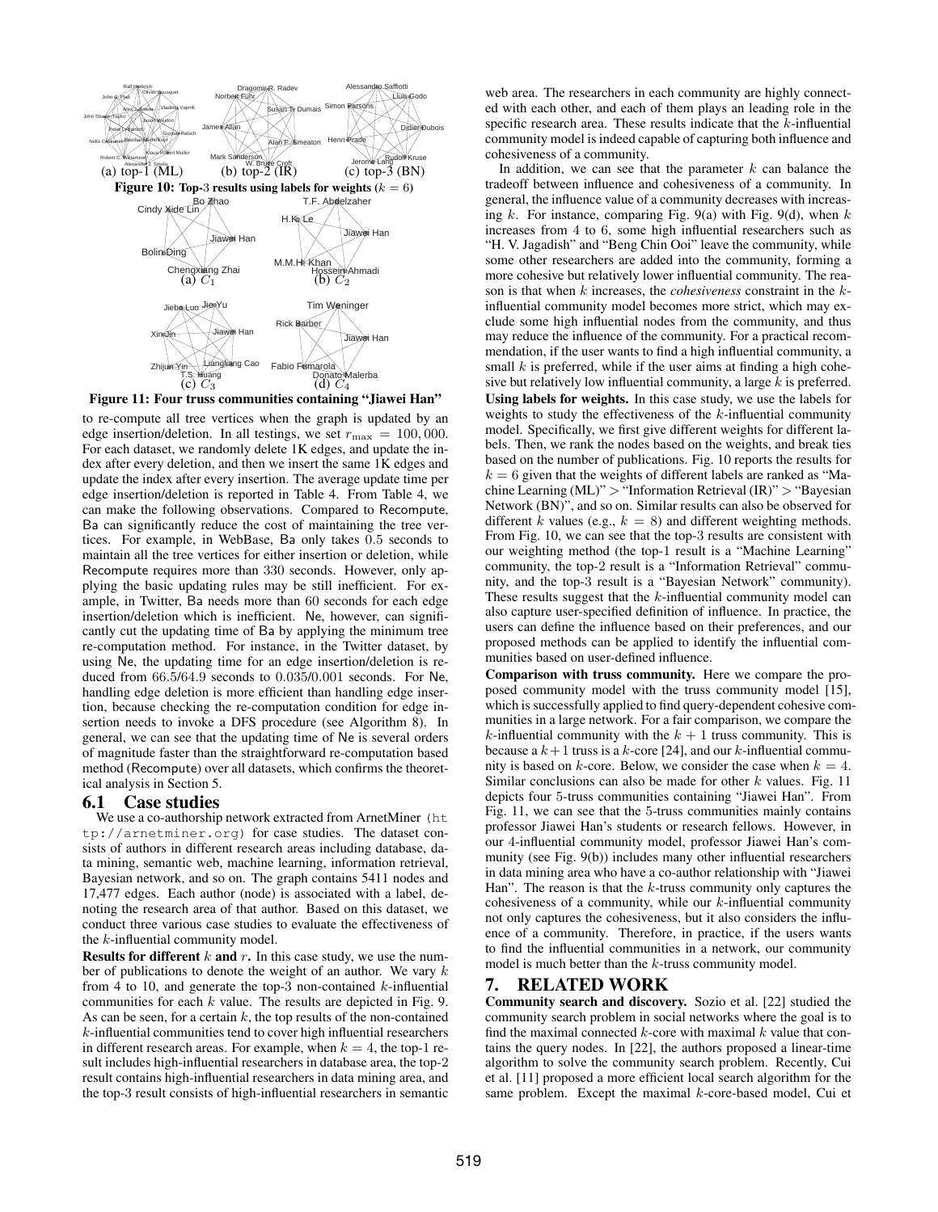Figure 10: Top-3 results using labels for weights ($k = 6$)

Figure 11: Four truss communities containing "Jiawei Han"

to re-compute all tree vertices when the graph is updated by an edge insertion/deletion. In all testings, we set $r_{\max} = 100,000$. For each dataset, we randomly delete 1K edges, and update the index after every deletion, and then we insert the same 1K edges and update the index after every insertion. The average update time per edge insertion/deletion is reported in Table 4. From Table 4, we can make the following observations. Compared to Recompute, Ba can significantly reduce the cost of maintaining the tree vertices. For example, in WebBase, Ba only takes 0.5 seconds to maintain all the tree vertices for either insertion or deletion, while Recompute requires more than 330 seconds. However, only applying the basic updating rules may be still inefficient. For example, in Twitter, Ba needs more than 60 seconds for each edge insertion/deletion which is inefficient. Ne, however, can significantly cut the updating time of Ba by applying the minimum tree re-computation method. For instance, in the Twitter dataset, by using Ne, the updating time for an edge insertion/deletion is reduced from 66.5/64.9 seconds to 0.035/0.001 seconds. For Ne, handling edge deletion is more efficient than handling edge insertion, because checking the re-computation condition for edge insertion needs to invoke a DFS procedure (see Algorithm 8). In general, we can see that the updating time of Ne is several orders of magnitude faster than the straightforward re-computation based method (Recompute) over all datasets, which confirms the theoretical analysis in Section 5.

## 6.1 Case studies

We use a co-authorship network extracted from ArnetMiner (http://arnetminer.org) for case studies. The dataset consists of authors in different research areas including database, data mining, semantic web, machine learning, information retrieval, Bayesian network, and so on. The graph contains 5411 nodes and 17,477 edges. Each author (node) is associated with a label, denoting the research area of that author. Based on this dataset, we conduct three various case studies to evaluate the effectiveness of the $k$-influential community model.

**Results for different $k$ and $r$.** In this case study, we use the number of publications to denote the weight of an author. We vary $k$ from 4 to 10, and generate the top-3 non-contained $k$-influential communities for each $k$ value. The results are depicted in Fig. 9. As can be seen, for a certain $k$, the top results of the non-contained $k$-influential communities tend to cover high influential researchers in different research areas. For example, when $k = 4$, the top-1 result includes high-influential researchers in database area, the top-2 result contains high-influential researchers in data mining area, and the top-3 result consists of high-influential researchers in semantic web area. The researchers in each community are highly connected with each other, and each of them plays an leading role in the specific research area. These results indicate that the $k$-influential community model is indeed capable of capturing both influence and cohesiveness of a community.

In addition, we can see that the parameter $k$ can balance the tradeoff between influence and cohesiveness of a community. In general, the influence value of a community decreases with increasing $k$. For instance, comparing Fig. 9(a) with Fig. 9(d), when $k$ increases from 4 to 6, some high influential researchers such as "H. V. Jagadish" and "Beng Chin Ooi" leave the community, while some other researchers are added into the community, forming a more cohesive but relatively lower influential community. The reason is that when $k$ increases, the *cohesiveness* constraint in the $k$-influential community model becomes more strict, which may exclude some high influential nodes from the community, and thus may reduce the influence of the community. For a practical recommendation, if the user wants to find a high influential community, a small $k$ is preferred, while if the user aims at finding a high cohesive but relatively low influential community, a large $k$ is preferred.

**Using labels for weights.** In this case study, we use the labels for weights to study the effectiveness of the $k$-influential community model. Specifically, we first give different weights for different labels. Then, we rank the nodes based on the weights, and break ties based on the number of publications. Fig. 10 reports the results for $k = 6$ given that the weights of different labels are ranked as "Machine Learning (ML)" > "Information Retrieval (IR)" > "Bayesian Network (BN)", and so on. Similar results can also be observed for different $k$ values (e.g., $k = 8$) and different weighting methods. From Fig. 10, we can see that the top-3 results are consistent with our weighting method (the top-1 result is a "Machine Learning" community, the top-2 result is a "Information Retrieval" community, and the top-3 result is a "Bayesian Network" community). These results suggest that the $k$-influential community model can also capture user-specified definition of influence. In practice, the users can define the influence based on their preferences, and our proposed methods can be applied to identify the influential communities based on user-defined influence.

**Comparison with truss community.** Here we compare the proposed community model with the truss community model [15], which is successfully applied to find query-dependent cohesive communities in a large network. For a fair comparison, we compare the $k$-influential community with the $k + 1$ truss community. This is because a $k+1$ truss is a $k$-core [24], and our $k$-influential community is based on $k$-core. Below, we consider the case when $k = 4$. Similar conclusions can also be made for other $k$ values. Fig. 11 depicts four 5-truss communities containing "Jiawei Han". From Fig. 11, we can see that the 5-truss communities mainly contains professor Jiawei Han's students or research fellows. However, in our 4-influential community model, professor Jiawei Han's community (see Fig. 9(b)) includes many other influential researchers in data mining area who have a co-author relationship with "Jiawei Han". The reason is that the $k$-truss community only captures the cohesiveness of a community, while our $k$-influential community not only captures the cohesiveness, but it also considers the influence of a community. Therefore, in practice, if the users wants to find the influential communities in a network, our community model is much better than the $k$-truss community model.

# 7. RELATED WORK

**Community search and discovery.** Sozio et al. [22] studied the community search problem in social networks where the goal is to find the maximal connected $k$-core with maximal $k$ value that contains the query nodes. In [22], the authors proposed a linear-time algorithm to solve the community search problem. Recently, Cui et al. [11] proposed a more efficient local search algorithm for the same problem. Except the maximal $k$-core-based model, Cui et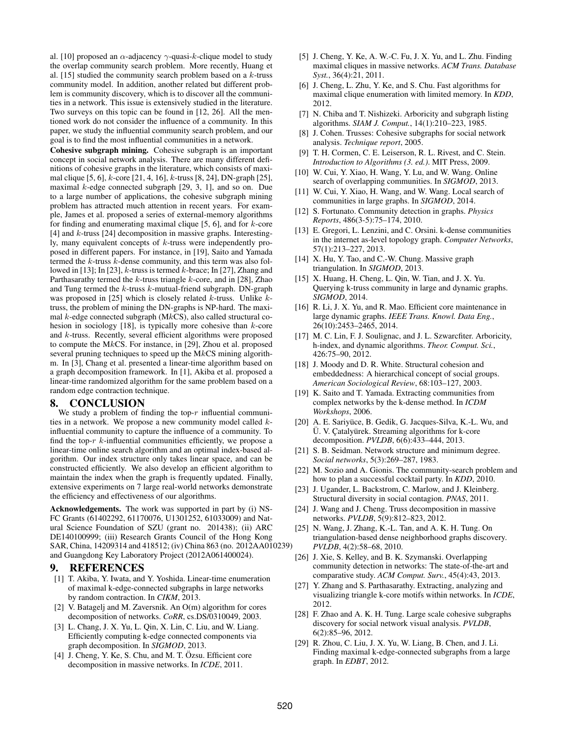al. [10] proposed an $\alpha$-adjacency $\gamma$-quasi-$k$-clique model to study the overlap community search problem. More recently, Huang et al. [15] studied the community search problem based on a $k$-truss community model. In addition, another related but different problem is community discovery, which is to discover all the communities in a network. This issue is extensively studied in the literature. Two surveys on this topic can be found in [12, 26]. All the mentioned work do not consider the influence of a community. In this paper, we study the influential community search problem, and our goal is to find the most influential communities in a network.

**Cohesive subgraph mining.** Cohesive subgraph is an important concept in social network analysis. There are many different definitions of cohesive graphs in the literature, which consists of maximal clique [5, 6], $k$-core [21, 4, 16], $k$-truss [8, 24], DN-graph [25], maximal $k$-edge connected subgraph [29, 3, 1], and so on. Due to a large number of applications, the cohesive subgraph mining problem has attracted much attention in recent years. For example, James et al. proposed a series of external-memory algorithms for finding and enumerating maximal clique [5, 6], and for $k$-core [4] and $k$-truss [24] decomposition in massive graphs. Interestingly, many equivalent concepts of $k$-truss were independently proposed in different papers. For instance, in [19], Saito and Yamada termed the $k$-truss $k$-dense community, and this term was also followed in [13]; In [23], $k$-truss is termed $k$-brace; In [27], Zhang and Parthasarathy termed the $k$-truss triangle $k$-core, and in [28], Zhao and Tung termed the $k$-truss $k$-mutual-friend subgraph. DN-graph was proposed in [25] which is closely related $k$-truss. Unlike $k$-truss, the problem of mining the DN-graphs is NP-hard. The maximal $k$-edge connected subgraph (M$k$CS), also called structural cohesion in sociology [18], is typically more cohesive than $k$-core and $k$-truss. Recently, several efficient algorithms were proposed to compute the M$k$CS. For instance, in [29], Zhou et al. proposed several pruning techniques to speed up the M$k$CS mining algorithm. In [3], Chang et al. presented a linear-time algorithm based on a graph decomposition framework. In [1], Akiba et al. proposed a linear-time randomized algorithm for the same problem based on a random edge contraction technique.

## 8. CONCLUSION

We study a problem of finding the top-$r$ influential communities in a network. We propose a new community model called $k$-influential community to capture the influence of a community. To find the top-$r$ $k$-influential communities efficiently, we propose a linear-time online search algorithm and an optimal index-based algorithm. Our index structure only takes linear space, and can be constructed efficiently. We also develop an efficient algorithm to maintain the index when the graph is frequently updated. Finally, extensive experiments on 7 large real-world networks demonstrate the efficiency and effectiveness of our algorithms.

**Acknowledgements.** The work was supported in part by (i) NSFC Grants (61402292, 61170076, U1301252, 61033009) and Natural Science Foundation of SZU (grant no. 201438); (ii) ARC DE140100999; (iii) Research Grants Council of the Hong Kong SAR, China, 14209314 and 418512; (iv) China 863 (no. 2012AA010239) and Guangdong Key Laboratory Project (2012A061400024).

## 9. REFERENCES

[1] T. Akiba, Y. Iwata, and Y. Yoshida. Linear-time enumeration of maximal k-edge-connected subgraphs in large networks by random contraction. In *CIKM*, 2013.

[2] V. Batagelj and M. Zaversnik. An O(m) algorithm for cores decomposition of networks. *CoRR*, cs.DS/0310049, 2003.

[3] L. Chang, J. X. Yu, L. Qin, X. Lin, C. Liu, and W. Liang. Efficiently computing k-edge connected components via graph decomposition. In *SIGMOD*, 2013.

[4] J. Cheng, Y. Ke, S. Chu, and M. T. Özsu. Efficient core decomposition in massive networks. In *ICDE*, 2011.

[5] J. Cheng, Y. Ke, A. W.-C. Fu, J. X. Yu, and L. Zhu. Finding maximal cliques in massive networks. *ACM Trans. Database Syst.*, 36(4):21, 2011.

[6] J. Cheng, L. Zhu, Y. Ke, and S. Chu. Fast algorithms for maximal clique enumeration with limited memory. In *KDD*, 2012.

[7] N. Chiba and T. Nishizeki. Arboricity and subgraph listing algorithms. *SIAM J. Comput.*, 14(1):210–223, 1985.

[8] J. Cohen. Trusses: Cohesive subgraphs for social network analysis. *Technique report*, 2005.

[9] T. H. Cormen, C. E. Leiserson, R. L. Rivest, and C. Stein. *Introduction to Algorithms (3. ed.)*. MIT Press, 2009.

[10] W. Cui, Y. Xiao, H. Wang, Y. Lu, and W. Wang. Online search of overlapping communities. In *SIGMOD*, 2013.

[11] W. Cui, Y. Xiao, H. Wang, and W. Wang. Local search of communities in large graphs. In *SIGMOD*, 2014.

[12] S. Fortunato. Community detection in graphs. *Physics Reports*, 486(3-5):75–174, 2010.

[13] E. Gregori, L. Lenzini, and C. Orsini. k-dense communities in the internet as-level topology graph. *Computer Networks*, 57(1):213–227, 2013.

[14] X. Hu, Y. Tao, and C.-W. Chung. Massive graph triangulation. In *SIGMOD*, 2013.

[15] X. Huang, H. Cheng, L. Qin, W. Tian, and J. X. Yu. Querying k-truss community in large and dynamic graphs. *SIGMOD*, 2014.

[16] R. Li, J. X. Yu, and R. Mao. Efficient core maintenance in large dynamic graphs. *IEEE Trans. Knowl. Data Eng.*, 26(10):2453–2465, 2014.

[17] M. C. Lin, F. J. Soulignac, and J. L. Szwarcfiter. Arboricity, h-index, and dynamic algorithms. *Theor. Comput. Sci.*, 426:75–90, 2012.

[18] J. Moody and D. R. White. Structural cohesion and embeddedness: A hierarchical concept of social groups. *American Sociological Review*, 68:103–127, 2003.

[19] K. Saito and T. Yamada. Extracting communities from complex networks by the k-dense method. In *ICDM Workshops*, 2006.

[20] A. E. Sariyüce, B. Gedik, G. Jacques-Silva, K.-L. Wu, and Ü. V. Çatalyürek. Streaming algorithms for k-core decomposition. *PVLDB*, 6(6):433–444, 2013.

[21] S. B. Seidman. Network structure and minimum degree. *Social networks*, 5(3):269–287, 1983.

[22] M. Sozio and A. Gionis. The community-search problem and how to plan a successful cocktail party. In *KDD*, 2010.

[23] J. Ugander, L. Backstrom, C. Marlow, and J. Kleinberg. Structural diversity in social contagion. *PNAS*, 2011.

[24] J. Wang and J. Cheng. Truss decomposition in massive networks. *PVLDB*, 5(9):812–823, 2012.

[25] N. Wang, J. Zhang, K.-L. Tan, and A. K. H. Tung. On triangulation-based dense neighborhood graphs discovery. *PVLDB*, 4(2):58–68, 2010.

[26] J. Xie, S. Kelley, and B. K. Szymanski. Overlapping community detection in networks: The state-of-the-art and comparative study. *ACM Comput. Surv.*, 45(4):43, 2013.

[27] Y. Zhang and S. Parthasarathy. Extracting, analyzing and visualizing triangle k-core motifs within networks. In *ICDE*, 2012.

[28] F. Zhao and A. K. H. Tung. Large scale cohesive subgraphs discovery for social network visual analysis. *PVLDB*, 6(2):85–96, 2012.

[29] R. Zhou, C. Liu, J. X. Yu, W. Liang, B. Chen, and J. Li. Finding maximal k-edge-connected subgraphs from a large graph. In *EDBT*, 2012.